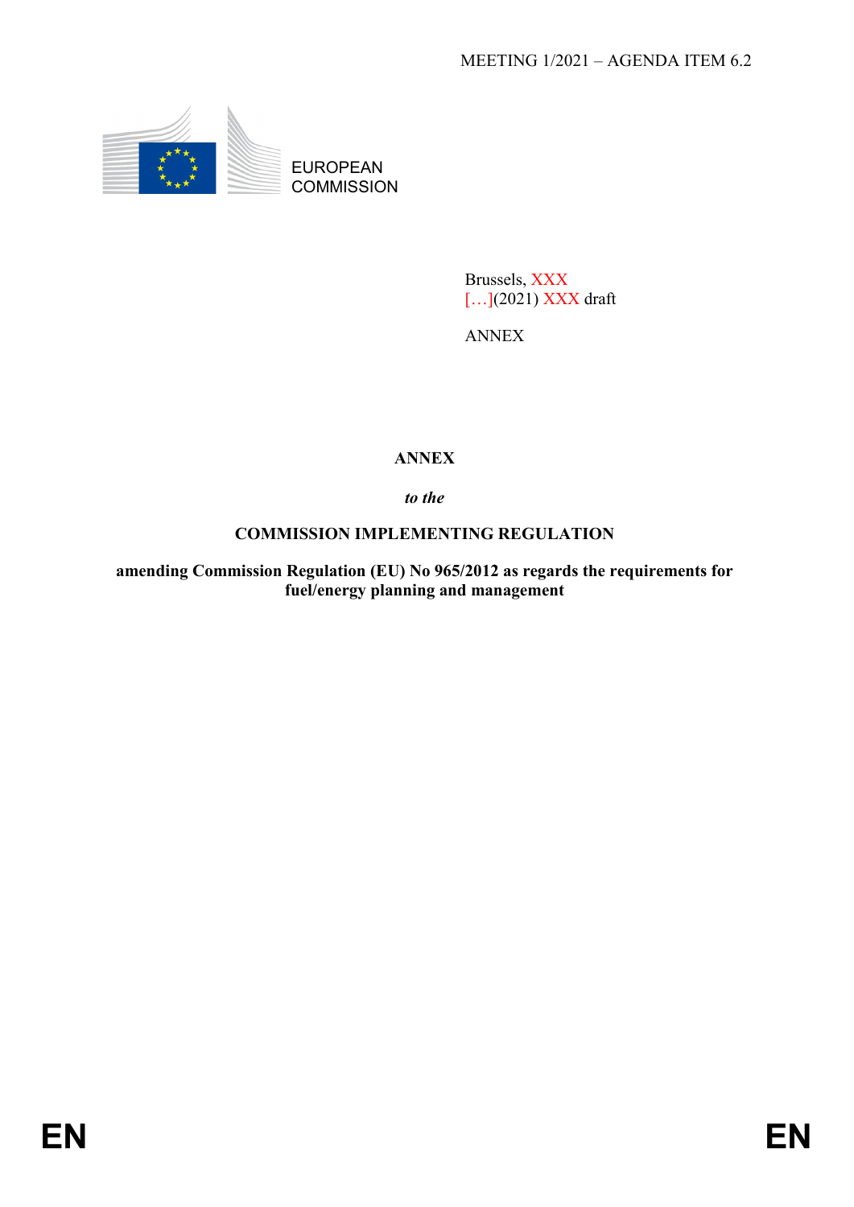MEETING 1/2021 – AGENDA ITEM 6.2

EUROPEAN COMMISSION

Brussels, XXX
[…](2021) XXX draft

ANNEX

# ANNEX

*to the*

## COMMISSION IMPLEMENTING REGULATION

**amending Commission Regulation (EU) No 965/2012 as regards the requirements for fuel/energy planning and management**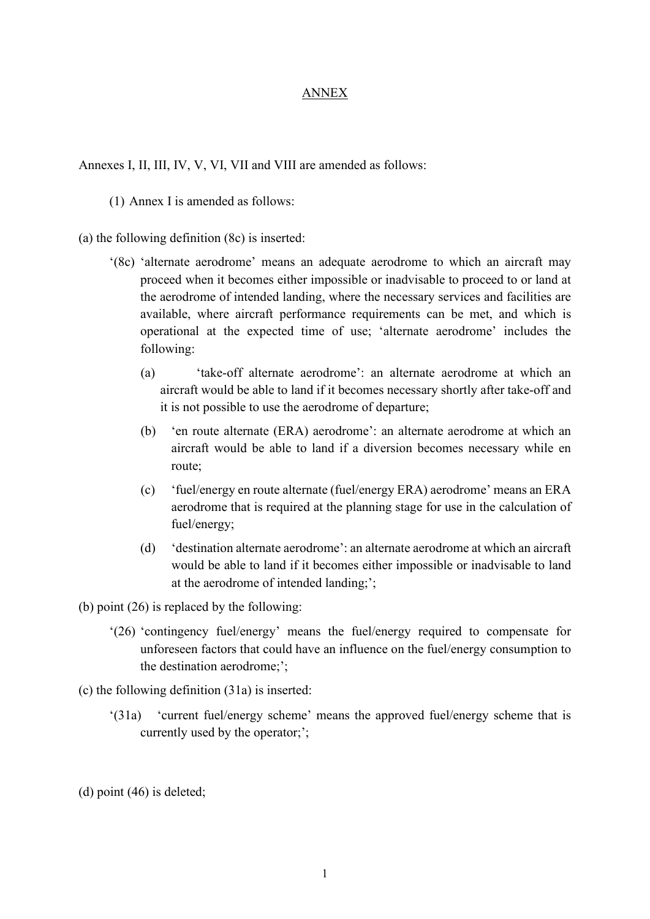# ANNEX

Annexes I, II, III, IV, V, VI, VII and VIII are amended as follows:

(1) Annex I is amended as follows:

(a) the following definition (8c) is inserted:

> '(8c) 'alternate aerodrome' means an adequate aerodrome to which an aircraft may proceed when it becomes either impossible or inadvisable to proceed to or land at the aerodrome of intended landing, where the necessary services and facilities are available, where aircraft performance requirements can be met, and which is operational at the expected time of use; 'alternate aerodrome' includes the following:
>
> (a) 'take-off alternate aerodrome': an alternate aerodrome at which an aircraft would be able to land if it becomes necessary shortly after take-off and it is not possible to use the aerodrome of departure;
>
> (b) 'en route alternate (ERA) aerodrome': an alternate aerodrome at which an aircraft would be able to land if a diversion becomes necessary while en route;
>
> (c) 'fuel/energy en route alternate (fuel/energy ERA) aerodrome' means an ERA aerodrome that is required at the planning stage for use in the calculation of fuel/energy;
>
> (d) 'destination alternate aerodrome': an alternate aerodrome at which an aircraft would be able to land if it becomes either impossible or inadvisable to land at the aerodrome of intended landing;';

(b) point (26) is replaced by the following:

> '(26) 'contingency fuel/energy' means the fuel/energy required to compensate for unforeseen factors that could have an influence on the fuel/energy consumption to the destination aerodrome;';

(c) the following definition (31a) is inserted:

> '(31a) 'current fuel/energy scheme' means the approved fuel/energy scheme that is currently used by the operator;';

(d) point (46) is deleted;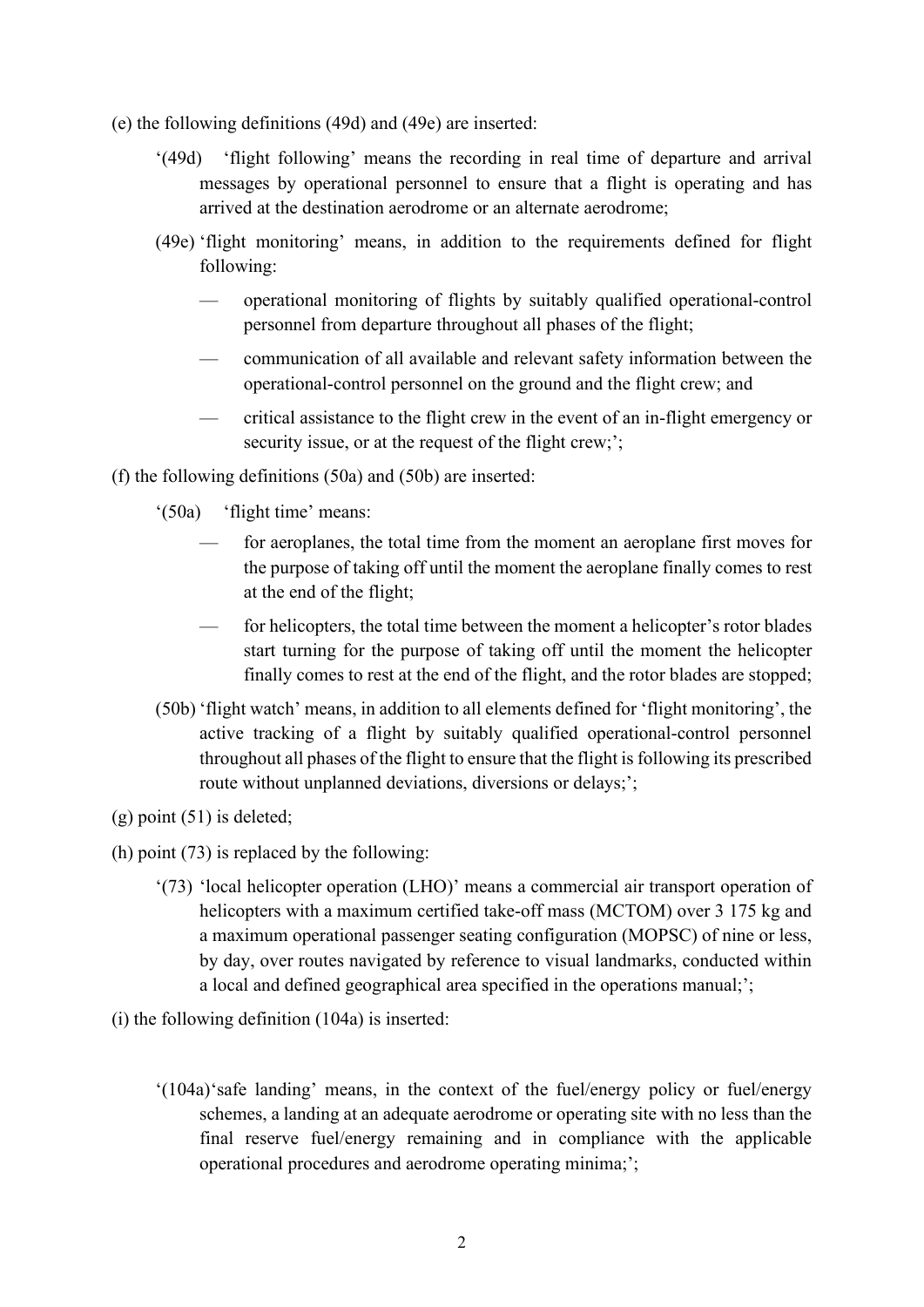(e) the following definitions (49d) and (49e) are inserted:

'(49d) 'flight following' means the recording in real time of departure and arrival messages by operational personnel to ensure that a flight is operating and has arrived at the destination aerodrome or an alternate aerodrome;

(49e) 'flight monitoring' means, in addition to the requirements defined for flight following:

— operational monitoring of flights by suitably qualified operational-control personnel from departure throughout all phases of the flight;

— communication of all available and relevant safety information between the operational-control personnel on the ground and the flight crew; and

— critical assistance to the flight crew in the event of an in-flight emergency or security issue, or at the request of the flight crew;';

(f) the following definitions (50a) and (50b) are inserted:

'(50a) 'flight time' means:

— for aeroplanes, the total time from the moment an aeroplane first moves for the purpose of taking off until the moment the aeroplane finally comes to rest at the end of the flight;

— for helicopters, the total time between the moment a helicopter's rotor blades start turning for the purpose of taking off until the moment the helicopter finally comes to rest at the end of the flight, and the rotor blades are stopped;

(50b) 'flight watch' means, in addition to all elements defined for 'flight monitoring', the active tracking of a flight by suitably qualified operational-control personnel throughout all phases of the flight to ensure that the flight is following its prescribed route without unplanned deviations, diversions or delays;';

(g) point (51) is deleted;

(h) point (73) is replaced by the following:

'(73) 'local helicopter operation (LHO)' means a commercial air transport operation of helicopters with a maximum certified take-off mass (MCTOM) over 3 175 kg and a maximum operational passenger seating configuration (MOPSC) of nine or less, by day, over routes navigated by reference to visual landmarks, conducted within a local and defined geographical area specified in the operations manual;';

(i) the following definition (104a) is inserted:

'(104a) 'safe landing' means, in the context of the fuel/energy policy or fuel/energy schemes, a landing at an adequate aerodrome or operating site with no less than the final reserve fuel/energy remaining and in compliance with the applicable operational procedures and aerodrome operating minima;';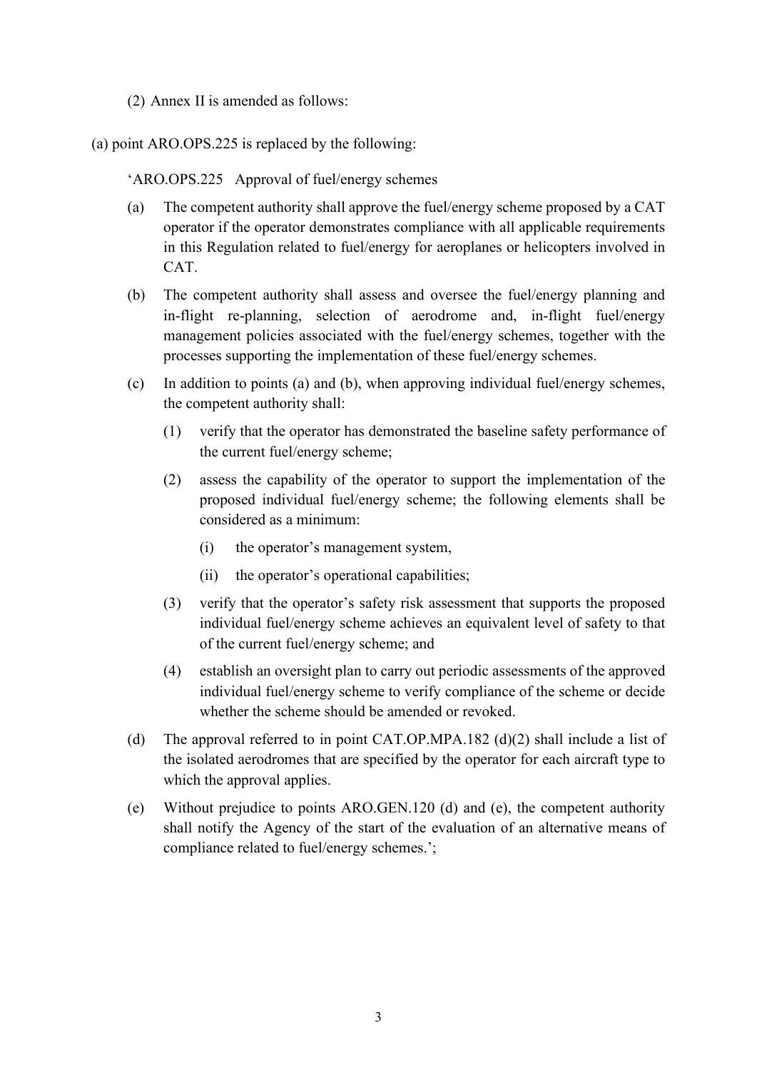(2) Annex II is amended as follows:

(a) point ARO.OPS.225 is replaced by the following:

'ARO.OPS.225 Approval of fuel/energy schemes

(a) The competent authority shall approve the fuel/energy scheme proposed by a CAT operator if the operator demonstrates compliance with all applicable requirements in this Regulation related to fuel/energy for aeroplanes or helicopters involved in CAT.

(b) The competent authority shall assess and oversee the fuel/energy planning and in-flight re-planning, selection of aerodrome and, in-flight fuel/energy management policies associated with the fuel/energy schemes, together with the processes supporting the implementation of these fuel/energy schemes.

(c) In addition to points (a) and (b), when approving individual fuel/energy schemes, the competent authority shall:

   (1) verify that the operator has demonstrated the baseline safety performance of the current fuel/energy scheme;

   (2) assess the capability of the operator to support the implementation of the proposed individual fuel/energy scheme; the following elements shall be considered as a minimum:

      (i) the operator's management system,

      (ii) the operator's operational capabilities;

   (3) verify that the operator's safety risk assessment that supports the proposed individual fuel/energy scheme achieves an equivalent level of safety to that of the current fuel/energy scheme; and

   (4) establish an oversight plan to carry out periodic assessments of the approved individual fuel/energy scheme to verify compliance of the scheme or decide whether the scheme should be amended or revoked.

(d) The approval referred to in point CAT.OP.MPA.182 (d)(2) shall include a list of the isolated aerodromes that are specified by the operator for each aircraft type to which the approval applies.

(e) Without prejudice to points ARO.GEN.120 (d) and (e), the competent authority shall notify the Agency of the start of the evaluation of an alternative means of compliance related to fuel/energy schemes.';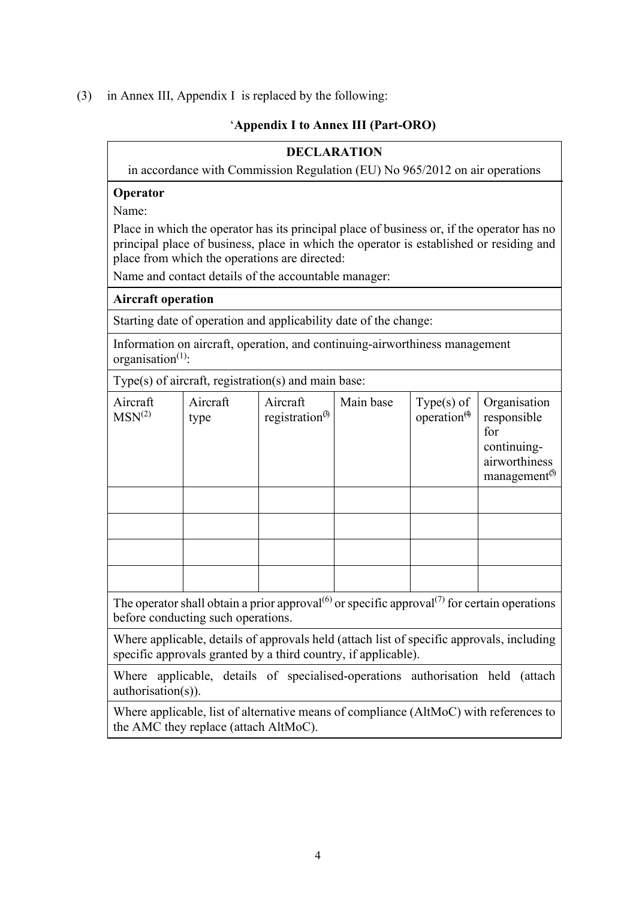(3) in Annex III, Appendix I is replaced by the following:

‘**Appendix I to Annex III (Part-ORO)**

| **DECLARATION**<br>in accordance with Commission Regulation (EU) No 965/2012 on air operations | | | | | |
|---|---|---|---|---|---|
| **Operator**<br>Name:<br>Place in which the operator has its principal place of business or, if the operator has no principal place of business, place in which the operator is established or residing and place from which the operations are directed:<br>Name and contact details of the accountable manager: | | | | | |
| **Aircraft operation** | | | | | |
| Starting date of operation and applicability date of the change: | | | | | |
| Information on aircraft, operation, and continuing-airworthiness management organisation[(1)]: | | | | | |
| Type(s) of aircraft, registration(s) and main base: | | | | | |
| Aircraft MSN[(2)] | Aircraft type | Aircraft registration[(3)] | Main base | Type(s) of operation[(4)] | Organisation responsible for continuing-airworthiness management[(5)] |
| | | | | | |
| | | | | | |
| | | | | | |
| | | | | | |
| The operator shall obtain a prior approval[(6)] or specific approval[(7)] for certain operations before conducting such operations. | | | | | |
| Where applicable, details of approvals held (attach list of specific approvals, including specific approvals granted by a third country, if applicable). | | | | | |
| Where applicable, details of specialised-operations authorisation held (attach authorisation(s)). | | | | | |
| Where applicable, list of alternative means of compliance (AltMoC) with references to the AMC they replace (attach AltMoC). | | | | | |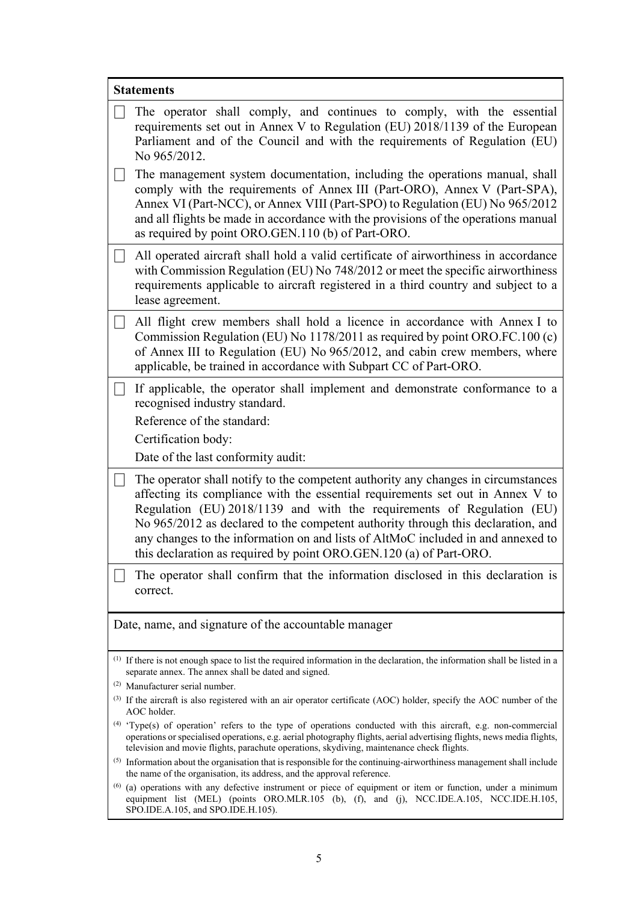**Statements**

☐ The operator shall comply, and continues to comply, with the essential requirements set out in Annex V to Regulation (EU) 2018/1139 of the European Parliament and of the Council and with the requirements of Regulation (EU) No 965/2012.

☐ The management system documentation, including the operations manual, shall comply with the requirements of Annex III (Part-ORO), Annex V (Part-SPA), Annex VI (Part-NCC), or Annex VIII (Part-SPO) to Regulation (EU) No 965/2012 and all flights be made in accordance with the provisions of the operations manual as required by point ORO.GEN.110 (b) of Part-ORO.

☐ All operated aircraft shall hold a valid certificate of airworthiness in accordance with Commission Regulation (EU) No 748/2012 or meet the specific airworthiness requirements applicable to aircraft registered in a third country and subject to a lease agreement.

☐ All flight crew members shall hold a licence in accordance with Annex I to Commission Regulation (EU) No 1178/2011 as required by point ORO.FC.100 (c) of Annex III to Regulation (EU) No 965/2012, and cabin crew members, where applicable, be trained in accordance with Subpart CC of Part-ORO.

☐ If applicable, the operator shall implement and demonstrate conformance to a recognised industry standard.

Reference of the standard:

Certification body:

Date of the last conformity audit:

☐ The operator shall notify to the competent authority any changes in circumstances affecting its compliance with the essential requirements set out in Annex V to Regulation (EU) 2018/1139 and with the requirements of Regulation (EU) No 965/2012 as declared to the competent authority through this declaration, and any changes to the information on and lists of AltMoC included in and annexed to this declaration as required by point ORO.GEN.120 (a) of Part-ORO.

☐ The operator shall confirm that the information disclosed in this declaration is correct.

Date, name, and signature of the accountable manager

---

(1) If there is not enough space to list the required information in the declaration, the information shall be listed in a separate annex. The annex shall be dated and signed.

(2) Manufacturer serial number.

(3) If the aircraft is also registered with an air operator certificate (AOC) holder, specify the AOC number of the AOC holder.

(4) 'Type(s) of operation' refers to the type of operations conducted with this aircraft, e.g. non-commercial operations or specialised operations, e.g. aerial photography flights, aerial advertising flights, news media flights, television and movie flights, parachute operations, skydiving, maintenance check flights.

(5) Information about the organisation that is responsible for the continuing-airworthiness management shall include the name of the organisation, its address, and the approval reference.

(6) (a) operations with any defective instrument or piece of equipment or item or function, under a minimum equipment list (MEL) (points ORO.MLR.105 (b), (f), and (j), NCC.IDE.A.105, NCC.IDE.H.105, SPO.IDE.A.105, and SPO.IDE.H.105).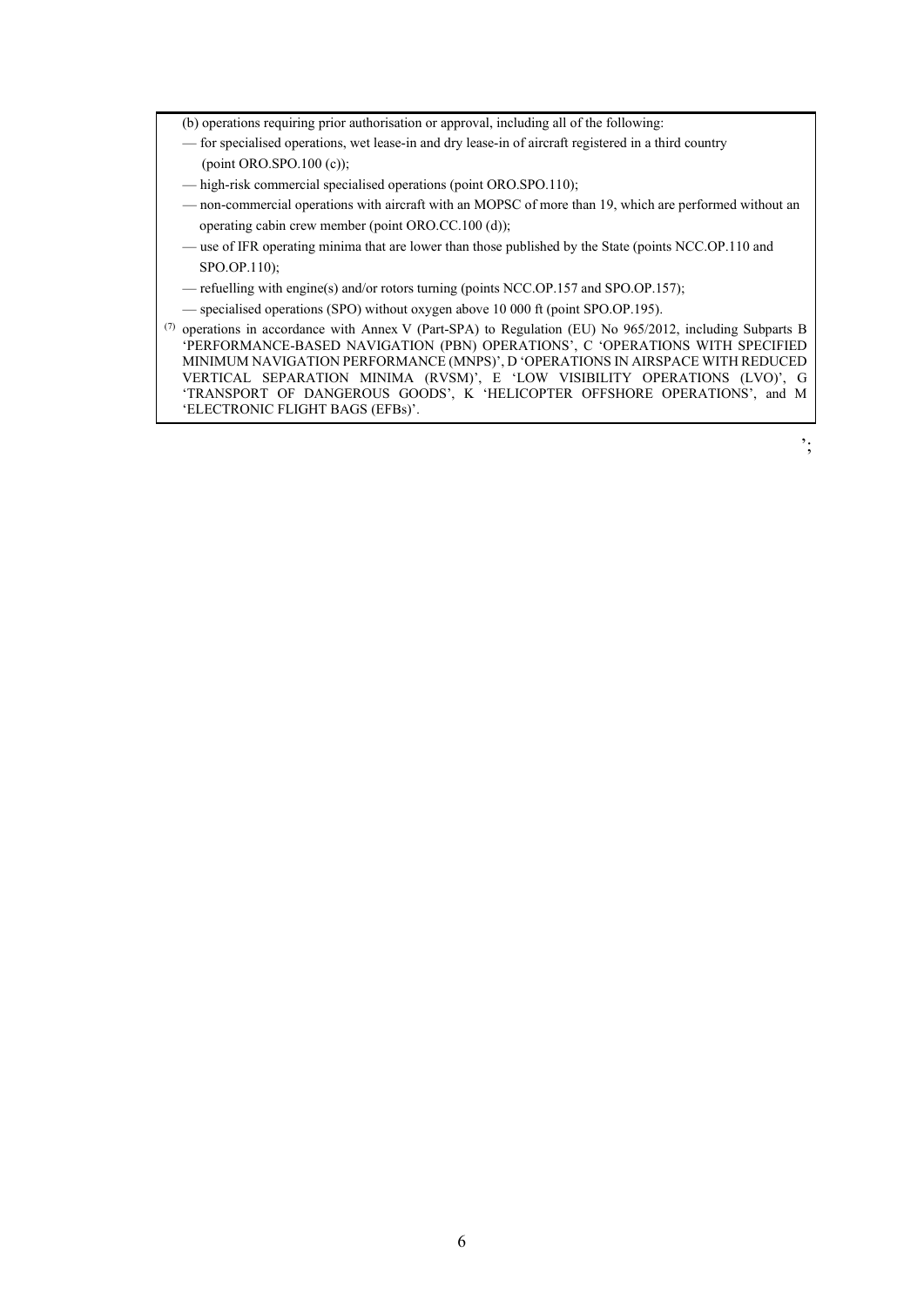(b) operations requiring prior authorisation or approval, including all of the following:

— for specialised operations, wet lease-in and dry lease-in of aircraft registered in a third country (point ORO.SPO.100 (c));

— high-risk commercial specialised operations (point ORO.SPO.110);

— non-commercial operations with aircraft with an MOPSC of more than 19, which are performed without an operating cabin crew member (point ORO.CC.100 (d));

— use of IFR operating minima that are lower than those published by the State (points NCC.OP.110 and SPO.OP.110);

— refuelling with engine(s) and/or rotors turning (points NCC.OP.157 and SPO.OP.157);

— specialised operations (SPO) without oxygen above 10 000 ft (point SPO.OP.195).

[7] operations in accordance with Annex V (Part-SPA) to Regulation (EU) No 965/2012, including Subparts B 'PERFORMANCE-BASED NAVIGATION (PBN) OPERATIONS', C 'OPERATIONS WITH SPECIFIED MINIMUM NAVIGATION PERFORMANCE (MNPS)', D 'OPERATIONS IN AIRSPACE WITH REDUCED VERTICAL SEPARATION MINIMA (RVSM)', E 'LOW VISIBILITY OPERATIONS (LVO)', G 'TRANSPORT OF DANGEROUS GOODS', K 'HELICOPTER OFFSHORE OPERATIONS', and M 'ELECTRONIC FLIGHT BAGS (EFBs)'.

';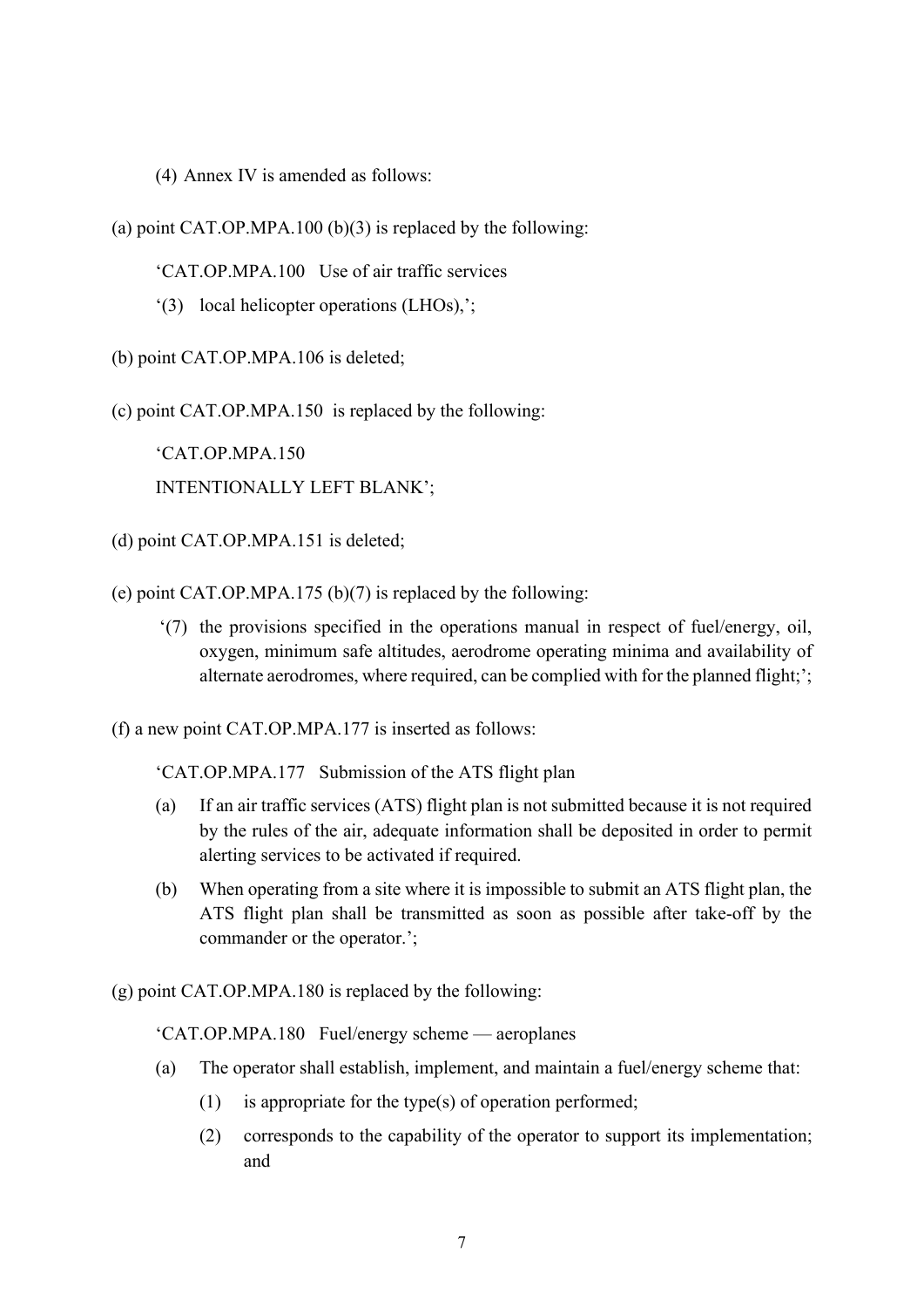(4) Annex IV is amended as follows:

(a) point CAT.OP.MPA.100 (b)(3) is replaced by the following:

'CAT.OP.MPA.100 Use of air traffic services

'(3) local helicopter operations (LHOs),';

(b) point CAT.OP.MPA.106 is deleted;

(c) point CAT.OP.MPA.150 is replaced by the following:

'CAT.OP.MPA.150

INTENTIONALLY LEFT BLANK';

(d) point CAT.OP.MPA.151 is deleted;

(e) point CAT.OP.MPA.175 (b)(7) is replaced by the following:

'(7) the provisions specified in the operations manual in respect of fuel/energy, oil, oxygen, minimum safe altitudes, aerodrome operating minima and availability of alternate aerodromes, where required, can be complied with for the planned flight;';

(f) a new point CAT.OP.MPA.177 is inserted as follows:

'CAT.OP.MPA.177 Submission of the ATS flight plan

(a) If an air traffic services (ATS) flight plan is not submitted because it is not required by the rules of the air, adequate information shall be deposited in order to permit alerting services to be activated if required.

(b) When operating from a site where it is impossible to submit an ATS flight plan, the ATS flight plan shall be transmitted as soon as possible after take-off by the commander or the operator.';

(g) point CAT.OP.MPA.180 is replaced by the following:

'CAT.OP.MPA.180 Fuel/energy scheme — aeroplanes

(a) The operator shall establish, implement, and maintain a fuel/energy scheme that:

(1) is appropriate for the type(s) of operation performed;

(2) corresponds to the capability of the operator to support its implementation; and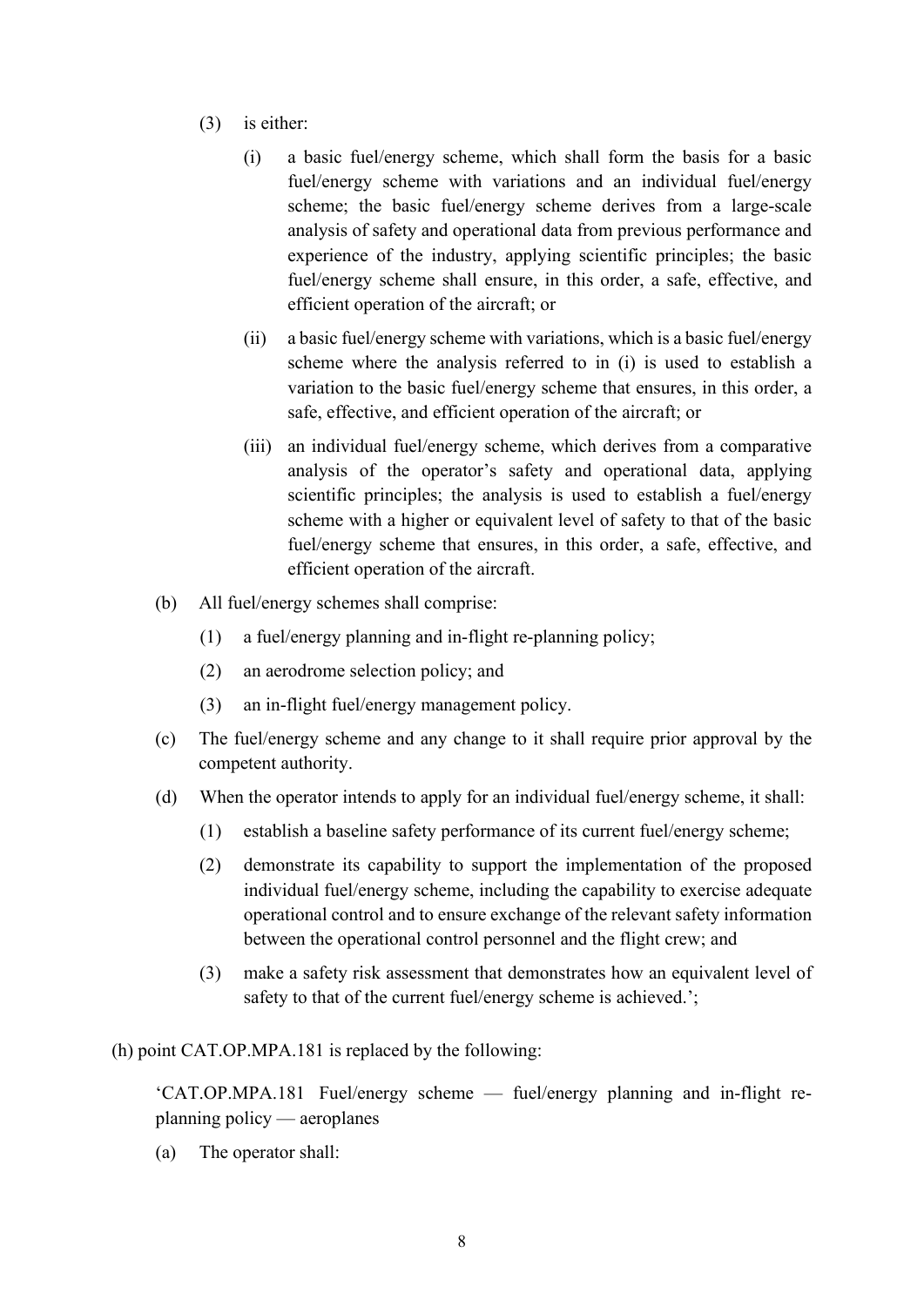(3) is either:

(i) a basic fuel/energy scheme, which shall form the basis for a basic fuel/energy scheme with variations and an individual fuel/energy scheme; the basic fuel/energy scheme derives from a large-scale analysis of safety and operational data from previous performance and experience of the industry, applying scientific principles; the basic fuel/energy scheme shall ensure, in this order, a safe, effective, and efficient operation of the aircraft; or

(ii) a basic fuel/energy scheme with variations, which is a basic fuel/energy scheme where the analysis referred to in (i) is used to establish a variation to the basic fuel/energy scheme that ensures, in this order, a safe, effective, and efficient operation of the aircraft; or

(iii) an individual fuel/energy scheme, which derives from a comparative analysis of the operator's safety and operational data, applying scientific principles; the analysis is used to establish a fuel/energy scheme with a higher or equivalent level of safety to that of the basic fuel/energy scheme that ensures, in this order, a safe, effective, and efficient operation of the aircraft.

(b) All fuel/energy schemes shall comprise:

(1) a fuel/energy planning and in-flight re-planning policy;

(2) an aerodrome selection policy; and

(3) an in-flight fuel/energy management policy.

(c) The fuel/energy scheme and any change to it shall require prior approval by the competent authority.

(d) When the operator intends to apply for an individual fuel/energy scheme, it shall:

(1) establish a baseline safety performance of its current fuel/energy scheme;

(2) demonstrate its capability to support the implementation of the proposed individual fuel/energy scheme, including the capability to exercise adequate operational control and to ensure exchange of the relevant safety information between the operational control personnel and the flight crew; and

(3) make a safety risk assessment that demonstrates how an equivalent level of safety to that of the current fuel/energy scheme is achieved.';

(h) point CAT.OP.MPA.181 is replaced by the following:

'CAT.OP.MPA.181 Fuel/energy scheme — fuel/energy planning and in-flight re-planning policy — aeroplanes

(a) The operator shall: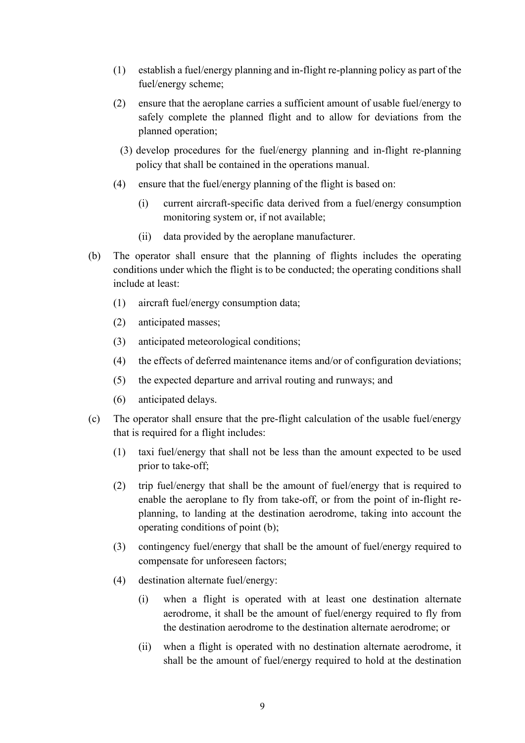(1) establish a fuel/energy planning and in-flight re-planning policy as part of the fuel/energy scheme;

(2) ensure that the aeroplane carries a sufficient amount of usable fuel/energy to safely complete the planned flight and to allow for deviations from the planned operation;

(3) develop procedures for the fuel/energy planning and in-flight re-planning policy that shall be contained in the operations manual.

(4) ensure that the fuel/energy planning of the flight is based on:

   (i) current aircraft-specific data derived from a fuel/energy consumption monitoring system or, if not available;

   (ii) data provided by the aeroplane manufacturer.

(b) The operator shall ensure that the planning of flights includes the operating conditions under which the flight is to be conducted; the operating conditions shall include at least:

   (1) aircraft fuel/energy consumption data;

   (2) anticipated masses;

   (3) anticipated meteorological conditions;

   (4) the effects of deferred maintenance items and/or of configuration deviations;

   (5) the expected departure and arrival routing and runways; and

   (6) anticipated delays.

(c) The operator shall ensure that the pre-flight calculation of the usable fuel/energy that is required for a flight includes:

   (1) taxi fuel/energy that shall not be less than the amount expected to be used prior to take-off;

   (2) trip fuel/energy that shall be the amount of fuel/energy that is required to enable the aeroplane to fly from take-off, or from the point of in-flight re-planning, to landing at the destination aerodrome, taking into account the operating conditions of point (b);

   (3) contingency fuel/energy that shall be the amount of fuel/energy required to compensate for unforeseen factors;

   (4) destination alternate fuel/energy:

      (i) when a flight is operated with at least one destination alternate aerodrome, it shall be the amount of fuel/energy required to fly from the destination aerodrome to the destination alternate aerodrome; or

      (ii) when a flight is operated with no destination alternate aerodrome, it shall be the amount of fuel/energy required to hold at the destination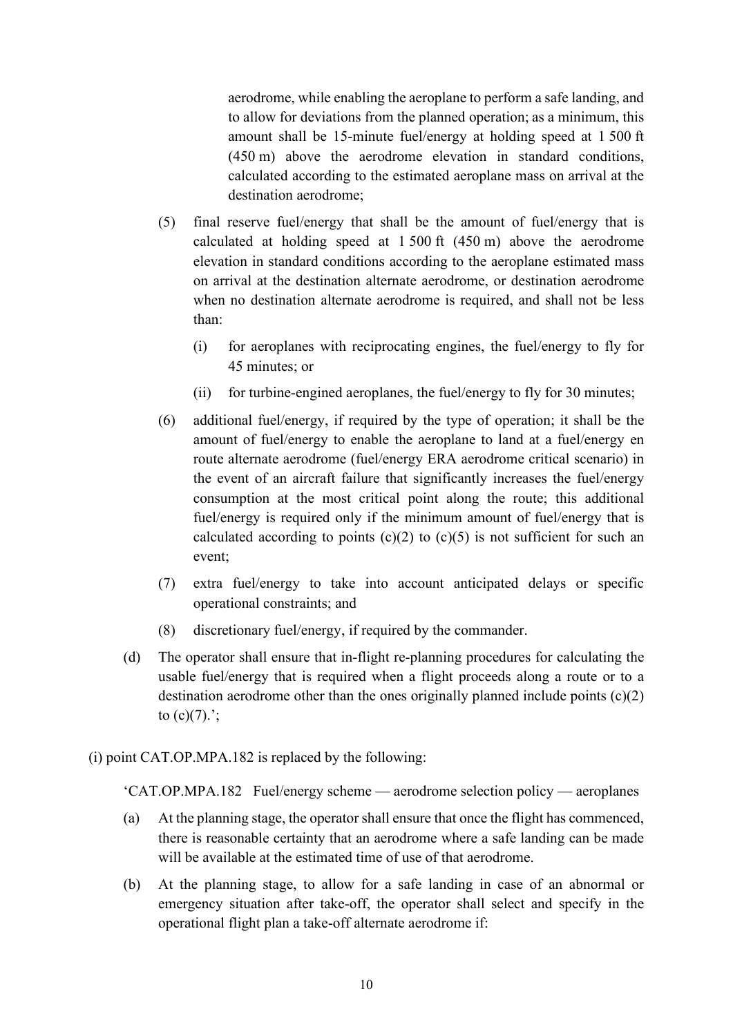aerodrome, while enabling the aeroplane to perform a safe landing, and to allow for deviations from the planned operation; as a minimum, this amount shall be 15-minute fuel/energy at holding speed at 1 500 ft (450 m) above the aerodrome elevation in standard conditions, calculated according to the estimated aeroplane mass on arrival at the destination aerodrome;

(5) final reserve fuel/energy that shall be the amount of fuel/energy that is calculated at holding speed at 1 500 ft (450 m) above the aerodrome elevation in standard conditions according to the aeroplane estimated mass on arrival at the destination alternate aerodrome, or destination aerodrome when no destination alternate aerodrome is required, and shall not be less than:

  (i) for aeroplanes with reciprocating engines, the fuel/energy to fly for 45 minutes; or

  (ii) for turbine-engined aeroplanes, the fuel/energy to fly for 30 minutes;

(6) additional fuel/energy, if required by the type of operation; it shall be the amount of fuel/energy to enable the aeroplane to land at a fuel/energy en route alternate aerodrome (fuel/energy ERA aerodrome critical scenario) in the event of an aircraft failure that significantly increases the fuel/energy consumption at the most critical point along the route; this additional fuel/energy is required only if the minimum amount of fuel/energy that is calculated according to points (c)(2) to (c)(5) is not sufficient for such an event;

(7) extra fuel/energy to take into account anticipated delays or specific operational constraints; and

(8) discretionary fuel/energy, if required by the commander.

(d) The operator shall ensure that in-flight re-planning procedures for calculating the usable fuel/energy that is required when a flight proceeds along a route or to a destination aerodrome other than the ones originally planned include points (c)(2) to (c)(7).';

(i) point CAT.OP.MPA.182 is replaced by the following:

'CAT.OP.MPA.182 Fuel/energy scheme — aerodrome selection policy — aeroplanes

(a) At the planning stage, the operator shall ensure that once the flight has commenced, there is reasonable certainty that an aerodrome where a safe landing can be made will be available at the estimated time of use of that aerodrome.

(b) At the planning stage, to allow for a safe landing in case of an abnormal or emergency situation after take-off, the operator shall select and specify in the operational flight plan a take-off alternate aerodrome if: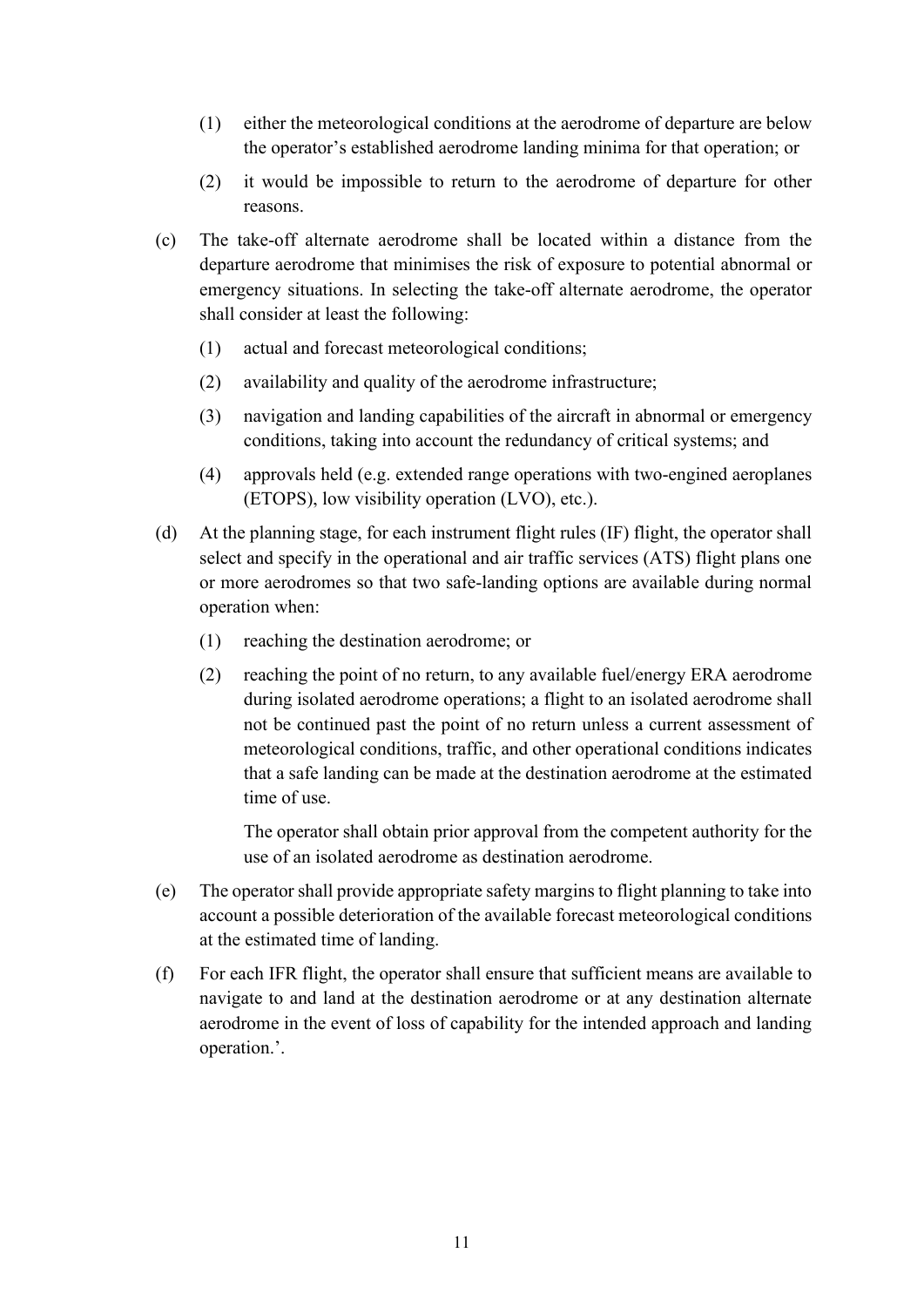(1) either the meteorological conditions at the aerodrome of departure are below the operator's established aerodrome landing minima for that operation; or

(2) it would be impossible to return to the aerodrome of departure for other reasons.

(c) The take-off alternate aerodrome shall be located within a distance from the departure aerodrome that minimises the risk of exposure to potential abnormal or emergency situations. In selecting the take-off alternate aerodrome, the operator shall consider at least the following:

(1) actual and forecast meteorological conditions;

(2) availability and quality of the aerodrome infrastructure;

(3) navigation and landing capabilities of the aircraft in abnormal or emergency conditions, taking into account the redundancy of critical systems; and

(4) approvals held (e.g. extended range operations with two-engined aeroplanes (ETOPS), low visibility operation (LVO), etc.).

(d) At the planning stage, for each instrument flight rules (IF) flight, the operator shall select and specify in the operational and air traffic services (ATS) flight plans one or more aerodromes so that two safe-landing options are available during normal operation when:

(1) reaching the destination aerodrome; or

(2) reaching the point of no return, to any available fuel/energy ERA aerodrome during isolated aerodrome operations; a flight to an isolated aerodrome shall not be continued past the point of no return unless a current assessment of meteorological conditions, traffic, and other operational conditions indicates that a safe landing can be made at the destination aerodrome at the estimated time of use.

The operator shall obtain prior approval from the competent authority for the use of an isolated aerodrome as destination aerodrome.

(e) The operator shall provide appropriate safety margins to flight planning to take into account a possible deterioration of the available forecast meteorological conditions at the estimated time of landing.

(f) For each IFR flight, the operator shall ensure that sufficient means are available to navigate to and land at the destination aerodrome or at any destination alternate aerodrome in the event of loss of capability for the intended approach and landing operation.'.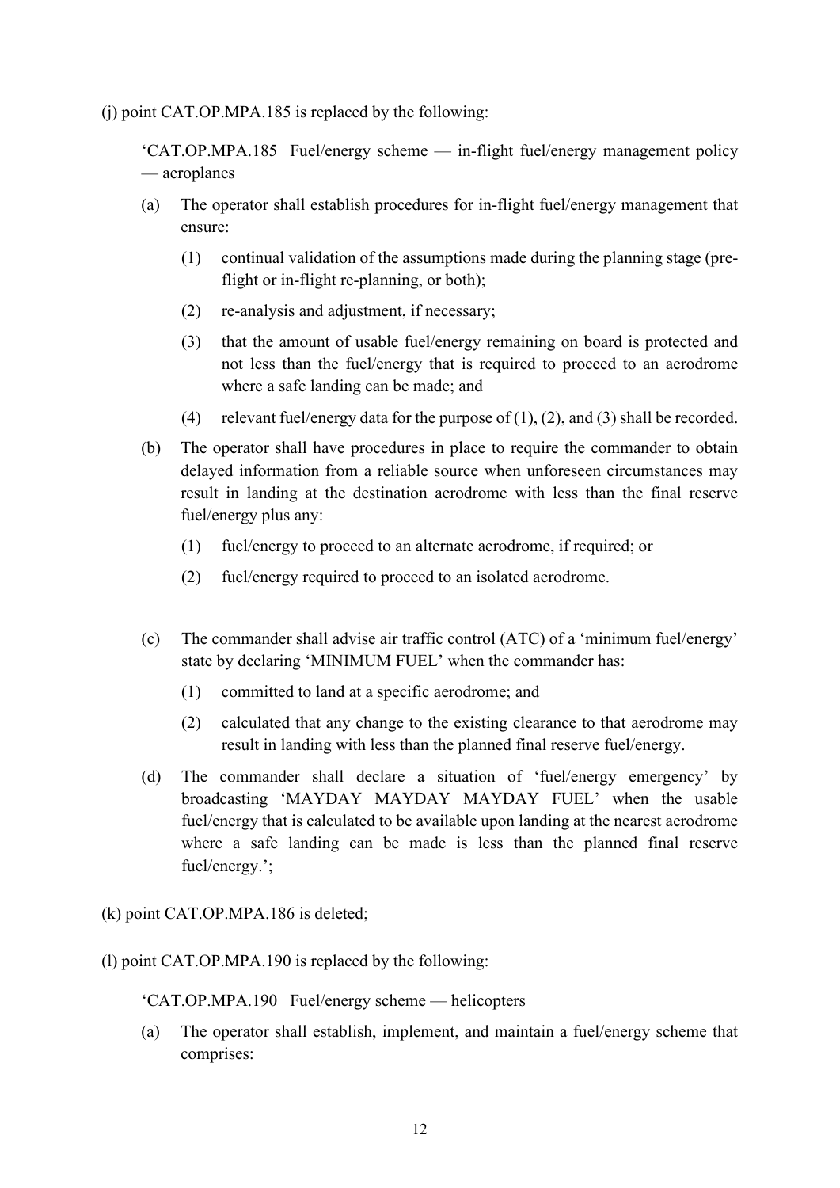(j) point CAT.OP.MPA.185 is replaced by the following:

'CAT.OP.MPA.185 Fuel/energy scheme — in-flight fuel/energy management policy — aeroplanes

(a) The operator shall establish procedures for in-flight fuel/energy management that ensure:

   (1) continual validation of the assumptions made during the planning stage (pre-flight or in-flight re-planning, or both);

   (2) re-analysis and adjustment, if necessary;

   (3) that the amount of usable fuel/energy remaining on board is protected and not less than the fuel/energy that is required to proceed to an aerodrome where a safe landing can be made; and

   (4) relevant fuel/energy data for the purpose of (1), (2), and (3) shall be recorded.

(b) The operator shall have procedures in place to require the commander to obtain delayed information from a reliable source when unforeseen circumstances may result in landing at the destination aerodrome with less than the final reserve fuel/energy plus any:

   (1) fuel/energy to proceed to an alternate aerodrome, if required; or

   (2) fuel/energy required to proceed to an isolated aerodrome.

(c) The commander shall advise air traffic control (ATC) of a 'minimum fuel/energy' state by declaring 'MINIMUM FUEL' when the commander has:

   (1) committed to land at a specific aerodrome; and

   (2) calculated that any change to the existing clearance to that aerodrome may result in landing with less than the planned final reserve fuel/energy.

(d) The commander shall declare a situation of 'fuel/energy emergency' by broadcasting 'MAYDAY MAYDAY MAYDAY FUEL' when the usable fuel/energy that is calculated to be available upon landing at the nearest aerodrome where a safe landing can be made is less than the planned final reserve fuel/energy.';

(k) point CAT.OP.MPA.186 is deleted;

(l) point CAT.OP.MPA.190 is replaced by the following:

'CAT.OP.MPA.190 Fuel/energy scheme — helicopters

(a) The operator shall establish, implement, and maintain a fuel/energy scheme that comprises: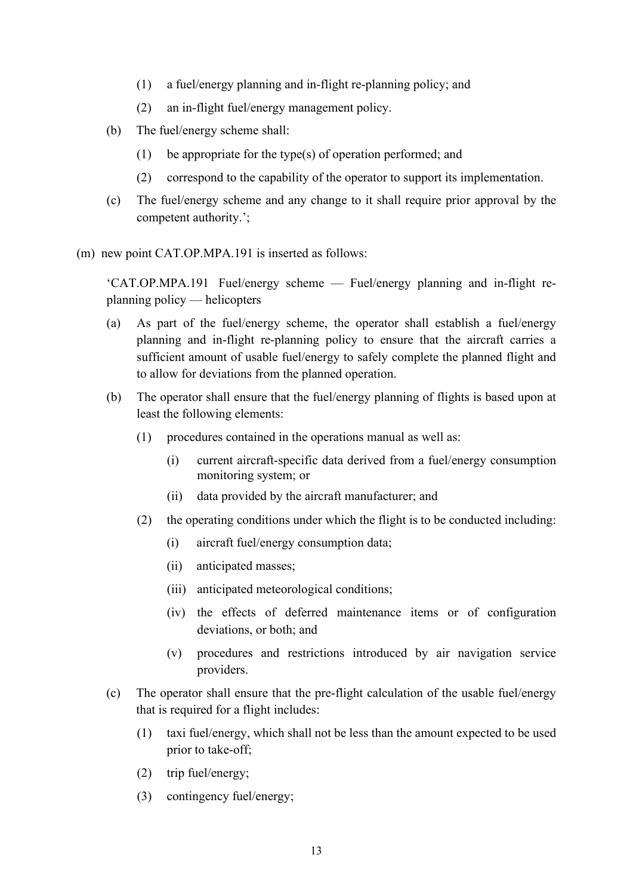(1) a fuel/energy planning and in-flight re-planning policy; and

(2) an in-flight fuel/energy management policy.

(b) The fuel/energy scheme shall:

(1) be appropriate for the type(s) of operation performed; and

(2) correspond to the capability of the operator to support its implementation.

(c) The fuel/energy scheme and any change to it shall require prior approval by the competent authority.';

(m) new point CAT.OP.MPA.191 is inserted as follows:

'CAT.OP.MPA.191 Fuel/energy scheme — Fuel/energy planning and in-flight re-planning policy — helicopters

(a) As part of the fuel/energy scheme, the operator shall establish a fuel/energy planning and in-flight re-planning policy to ensure that the aircraft carries a sufficient amount of usable fuel/energy to safely complete the planned flight and to allow for deviations from the planned operation.

(b) The operator shall ensure that the fuel/energy planning of flights is based upon at least the following elements:

(1) procedures contained in the operations manual as well as:

(i) current aircraft-specific data derived from a fuel/energy consumption monitoring system; or

(ii) data provided by the aircraft manufacturer; and

(2) the operating conditions under which the flight is to be conducted including:

(i) aircraft fuel/energy consumption data;

(ii) anticipated masses;

(iii) anticipated meteorological conditions;

(iv) the effects of deferred maintenance items or of configuration deviations, or both; and

(v) procedures and restrictions introduced by air navigation service providers.

(c) The operator shall ensure that the pre-flight calculation of the usable fuel/energy that is required for a flight includes:

(1) taxi fuel/energy, which shall not be less than the amount expected to be used prior to take-off;

(2) trip fuel/energy;

(3) contingency fuel/energy;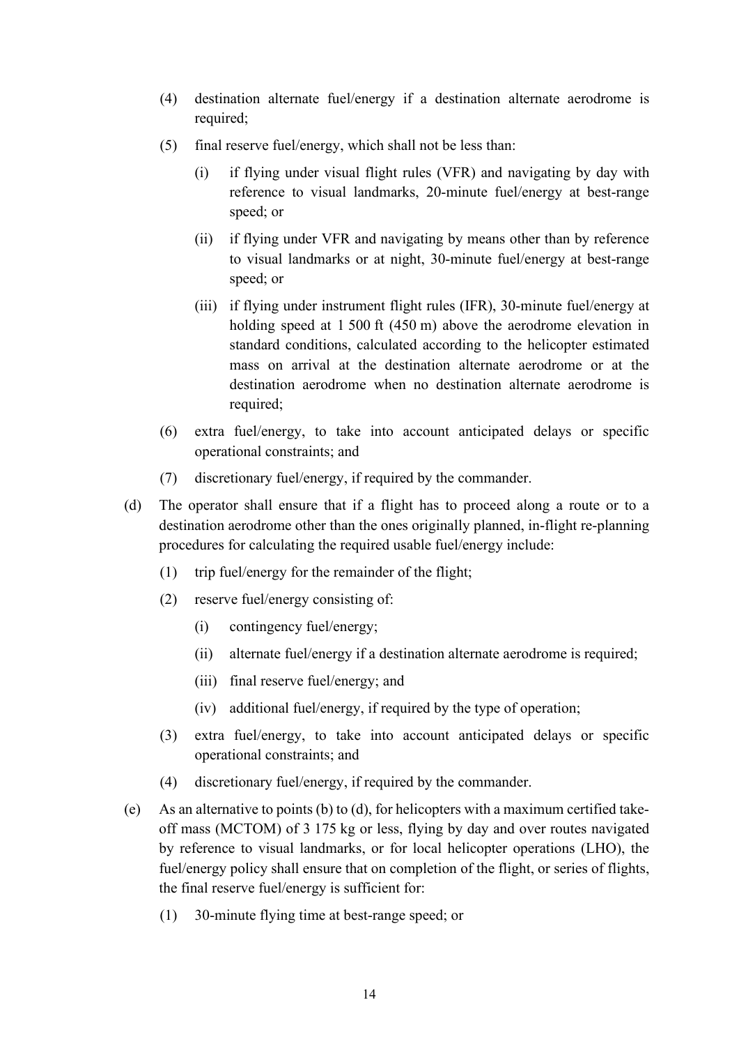(4) destination alternate fuel/energy if a destination alternate aerodrome is required;

(5) final reserve fuel/energy, which shall not be less than:

   (i) if flying under visual flight rules (VFR) and navigating by day with reference to visual landmarks, 20-minute fuel/energy at best-range speed; or

   (ii) if flying under VFR and navigating by means other than by reference to visual landmarks or at night, 30-minute fuel/energy at best-range speed; or

   (iii) if flying under instrument flight rules (IFR), 30-minute fuel/energy at holding speed at 1 500 ft (450 m) above the aerodrome elevation in standard conditions, calculated according to the helicopter estimated mass on arrival at the destination alternate aerodrome or at the destination aerodrome when no destination alternate aerodrome is required;

(6) extra fuel/energy, to take into account anticipated delays or specific operational constraints; and

(7) discretionary fuel/energy, if required by the commander.

(d) The operator shall ensure that if a flight has to proceed along a route or to a destination aerodrome other than the ones originally planned, in-flight re-planning procedures for calculating the required usable fuel/energy include:

   (1) trip fuel/energy for the remainder of the flight;

   (2) reserve fuel/energy consisting of:

      (i) contingency fuel/energy;

      (ii) alternate fuel/energy if a destination alternate aerodrome is required;

      (iii) final reserve fuel/energy; and

      (iv) additional fuel/energy, if required by the type of operation;

   (3) extra fuel/energy, to take into account anticipated delays or specific operational constraints; and

   (4) discretionary fuel/energy, if required by the commander.

(e) As an alternative to points (b) to (d), for helicopters with a maximum certified take-off mass (MCTOM) of 3 175 kg or less, flying by day and over routes navigated by reference to visual landmarks, or for local helicopter operations (LHO), the fuel/energy policy shall ensure that on completion of the flight, or series of flights, the final reserve fuel/energy is sufficient for:

   (1) 30-minute flying time at best-range speed; or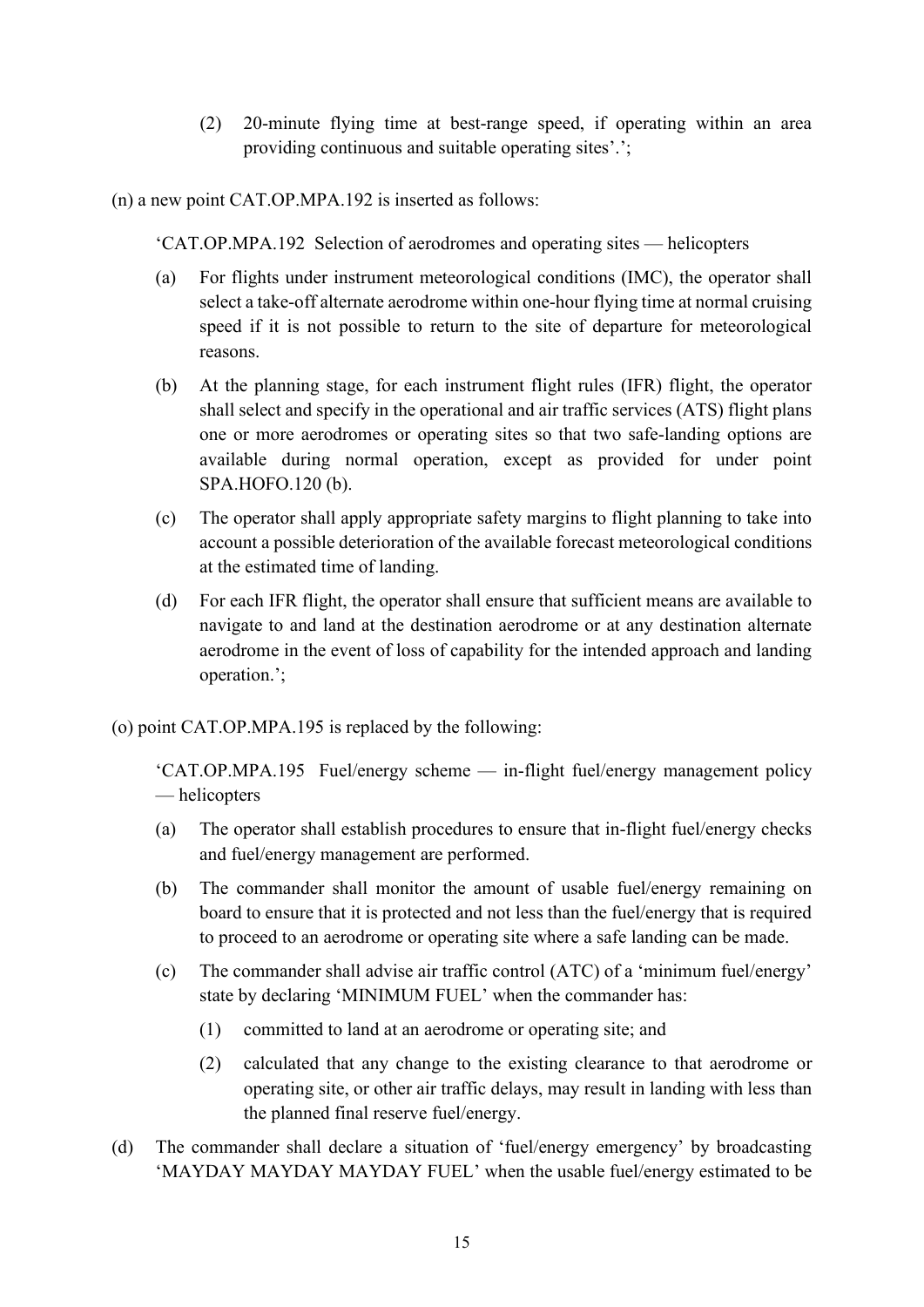(2) 20-minute flying time at best-range speed, if operating within an area providing continuous and suitable operating sites'.';

(n) a new point CAT.OP.MPA.192 is inserted as follows:

'CAT.OP.MPA.192 Selection of aerodromes and operating sites — helicopters

(a) For flights under instrument meteorological conditions (IMC), the operator shall select a take-off alternate aerodrome within one-hour flying time at normal cruising speed if it is not possible to return to the site of departure for meteorological reasons.

(b) At the planning stage, for each instrument flight rules (IFR) flight, the operator shall select and specify in the operational and air traffic services (ATS) flight plans one or more aerodromes or operating sites so that two safe-landing options are available during normal operation, except as provided for under point SPA.HOFO.120 (b).

(c) The operator shall apply appropriate safety margins to flight planning to take into account a possible deterioration of the available forecast meteorological conditions at the estimated time of landing.

(d) For each IFR flight, the operator shall ensure that sufficient means are available to navigate to and land at the destination aerodrome or at any destination alternate aerodrome in the event of loss of capability for the intended approach and landing operation.';

(o) point CAT.OP.MPA.195 is replaced by the following:

'CAT.OP.MPA.195 Fuel/energy scheme — in-flight fuel/energy management policy — helicopters

(a) The operator shall establish procedures to ensure that in-flight fuel/energy checks and fuel/energy management are performed.

(b) The commander shall monitor the amount of usable fuel/energy remaining on board to ensure that it is protected and not less than the fuel/energy that is required to proceed to an aerodrome or operating site where a safe landing can be made.

(c) The commander shall advise air traffic control (ATC) of a 'minimum fuel/energy' state by declaring 'MINIMUM FUEL' when the commander has:

(1) committed to land at an aerodrome or operating site; and

(2) calculated that any change to the existing clearance to that aerodrome or operating site, or other air traffic delays, may result in landing with less than the planned final reserve fuel/energy.

(d) The commander shall declare a situation of 'fuel/energy emergency' by broadcasting 'MAYDAY MAYDAY MAYDAY FUEL' when the usable fuel/energy estimated to be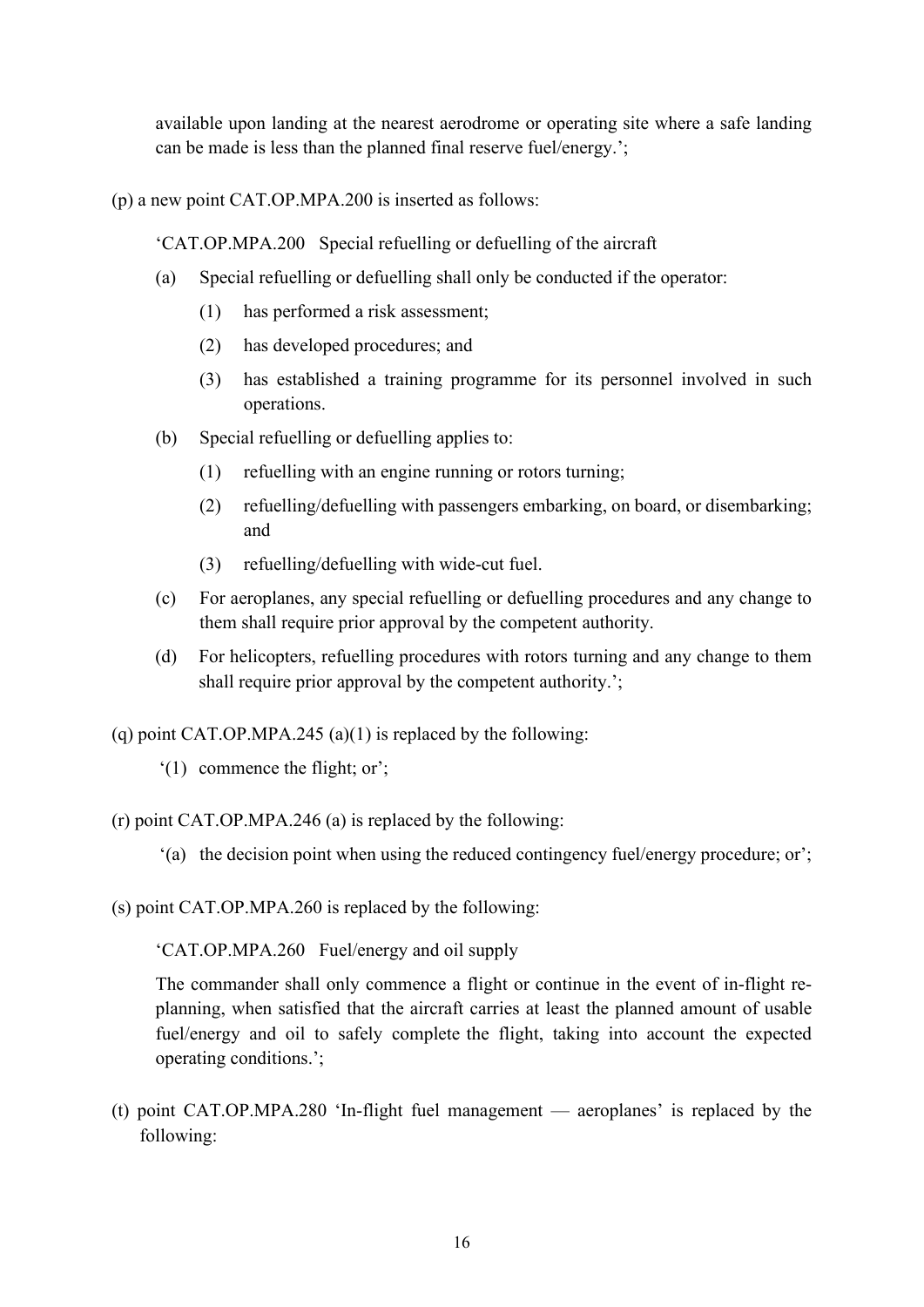available upon landing at the nearest aerodrome or operating site where a safe landing can be made is less than the planned final reserve fuel/energy.';

(p) a new point CAT.OP.MPA.200 is inserted as follows:

'CAT.OP.MPA.200 Special refuelling or defuelling of the aircraft

(a) Special refuelling or defuelling shall only be conducted if the operator:

(1) has performed a risk assessment;

(2) has developed procedures; and

(3) has established a training programme for its personnel involved in such operations.

(b) Special refuelling or defuelling applies to:

(1) refuelling with an engine running or rotors turning;

(2) refuelling/defuelling with passengers embarking, on board, or disembarking; and

(3) refuelling/defuelling with wide-cut fuel.

(c) For aeroplanes, any special refuelling or defuelling procedures and any change to them shall require prior approval by the competent authority.

(d) For helicopters, refuelling procedures with rotors turning and any change to them shall require prior approval by the competent authority.';

(q) point CAT.OP.MPA.245 (a)(1) is replaced by the following:

'(1) commence the flight; or';

(r) point CAT.OP.MPA.246 (a) is replaced by the following:

'(a) the decision point when using the reduced contingency fuel/energy procedure; or';

(s) point CAT.OP.MPA.260 is replaced by the following:

'CAT.OP.MPA.260 Fuel/energy and oil supply

The commander shall only commence a flight or continue in the event of in-flight re-planning, when satisfied that the aircraft carries at least the planned amount of usable fuel/energy and oil to safely complete the flight, taking into account the expected operating conditions.';

(t) point CAT.OP.MPA.280 'In-flight fuel management — aeroplanes' is replaced by the following: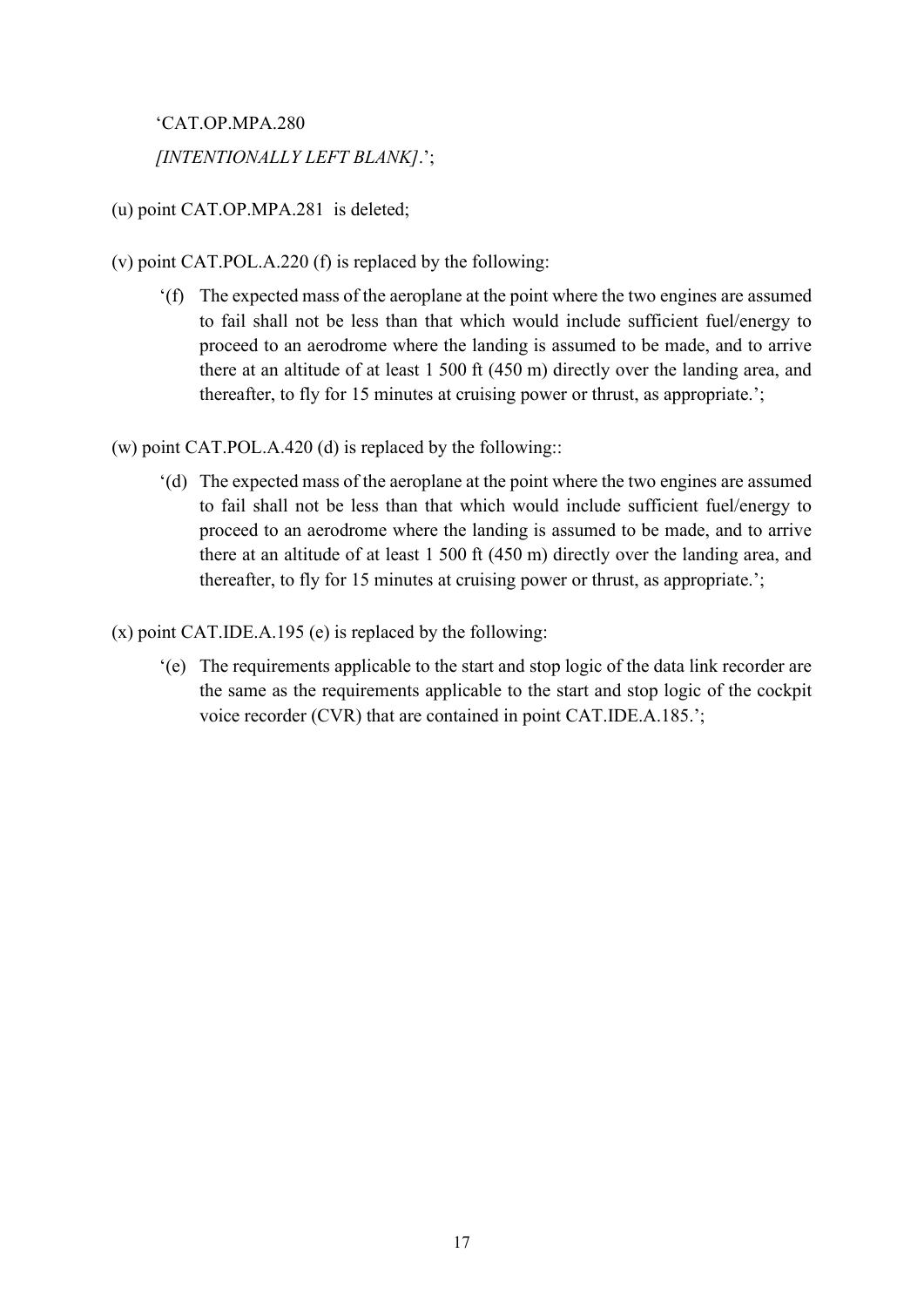'CAT.OP.MPA.280

*[INTENTIONALLY LEFT BLANK]*.';

(u) point CAT.OP.MPA.281 is deleted;

(v) point CAT.POL.A.220 (f) is replaced by the following:

> '(f) The expected mass of the aeroplane at the point where the two engines are assumed to fail shall not be less than that which would include sufficient fuel/energy to proceed to an aerodrome where the landing is assumed to be made, and to arrive there at an altitude of at least 1 500 ft (450 m) directly over the landing area, and thereafter, to fly for 15 minutes at cruising power or thrust, as appropriate.';

(w) point CAT.POL.A.420 (d) is replaced by the following::

> '(d) The expected mass of the aeroplane at the point where the two engines are assumed to fail shall not be less than that which would include sufficient fuel/energy to proceed to an aerodrome where the landing is assumed to be made, and to arrive there at an altitude of at least 1 500 ft (450 m) directly over the landing area, and thereafter, to fly for 15 minutes at cruising power or thrust, as appropriate.';

(x) point CAT.IDE.A.195 (e) is replaced by the following:

> '(e) The requirements applicable to the start and stop logic of the data link recorder are the same as the requirements applicable to the start and stop logic of the cockpit voice recorder (CVR) that are contained in point CAT.IDE.A.185.';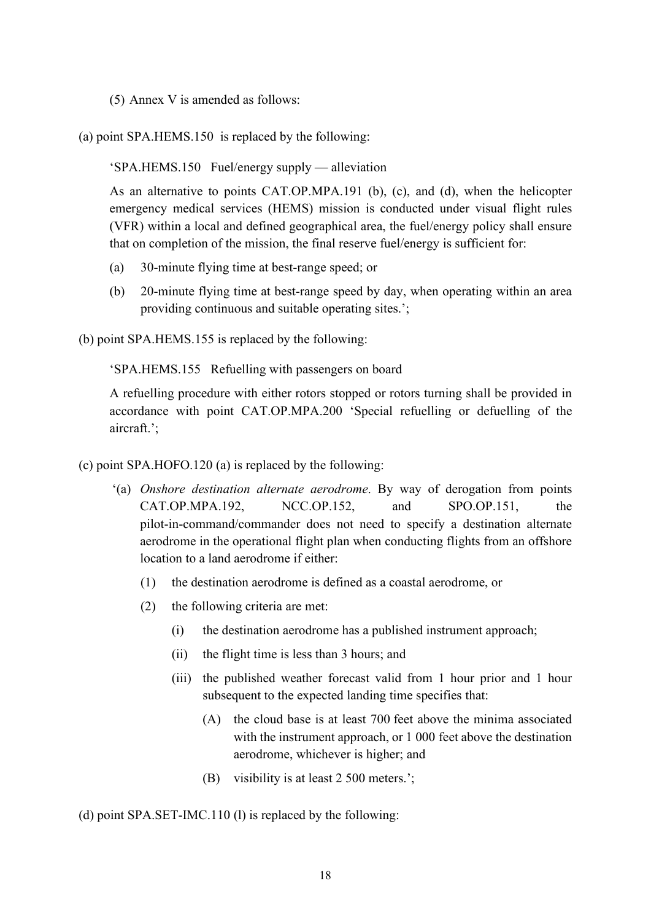(5) Annex V is amended as follows:

(a) point SPA.HEMS.150 is replaced by the following:

‘SPA.HEMS.150 Fuel/energy supply — alleviation

As an alternative to points CAT.OP.MPA.191 (b), (c), and (d), when the helicopter emergency medical services (HEMS) mission is conducted under visual flight rules (VFR) within a local and defined geographical area, the fuel/energy policy shall ensure that on completion of the mission, the final reserve fuel/energy is sufficient for:

(a) 30-minute flying time at best-range speed; or

(b) 20-minute flying time at best-range speed by day, when operating within an area providing continuous and suitable operating sites.’;

(b) point SPA.HEMS.155 is replaced by the following:

‘SPA.HEMS.155 Refuelling with passengers on board

A refuelling procedure with either rotors stopped or rotors turning shall be provided in accordance with point CAT.OP.MPA.200 ‘Special refuelling or defuelling of the aircraft.’;

(c) point SPA.HOFO.120 (a) is replaced by the following:

‘(a) *Onshore destination alternate aerodrome*. By way of derogation from points CAT.OP.MPA.192, NCC.OP.152, and SPO.OP.151, the pilot-in-command/commander does not need to specify a destination alternate aerodrome in the operational flight plan when conducting flights from an offshore location to a land aerodrome if either:

   (1) the destination aerodrome is defined as a coastal aerodrome, or

   (2) the following criteria are met:

      (i) the destination aerodrome has a published instrument approach;

      (ii) the flight time is less than 3 hours; and

      (iii) the published weather forecast valid from 1 hour prior and 1 hour subsequent to the expected landing time specifies that:

         (A) the cloud base is at least 700 feet above the minima associated with the instrument approach, or 1 000 feet above the destination aerodrome, whichever is higher; and

         (B) visibility is at least 2 500 meters.’;

(d) point SPA.SET-IMC.110 (l) is replaced by the following: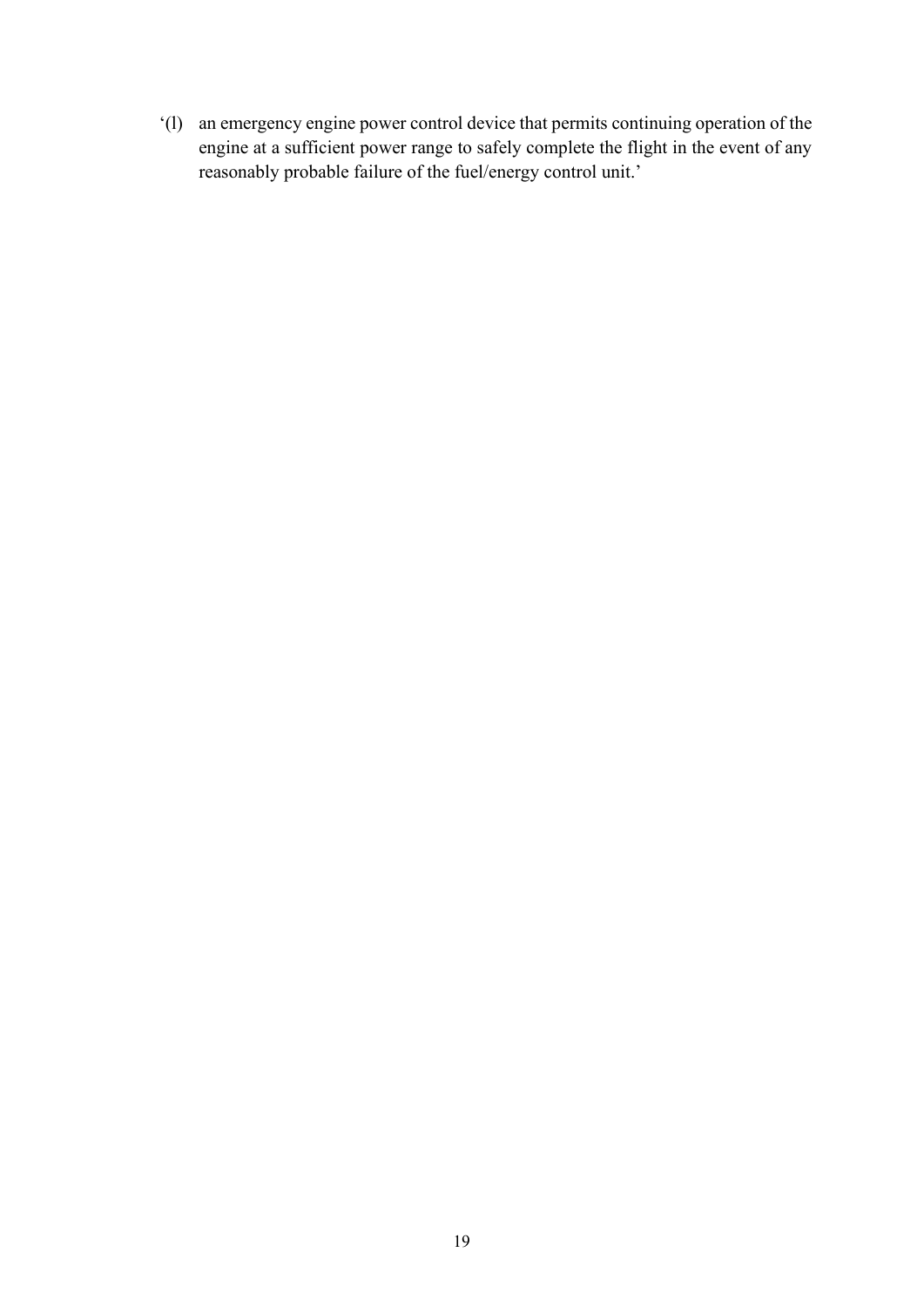'(l) an emergency engine power control device that permits continuing operation of the engine at a sufficient power range to safely complete the flight in the event of any reasonably probable failure of the fuel/energy control unit.'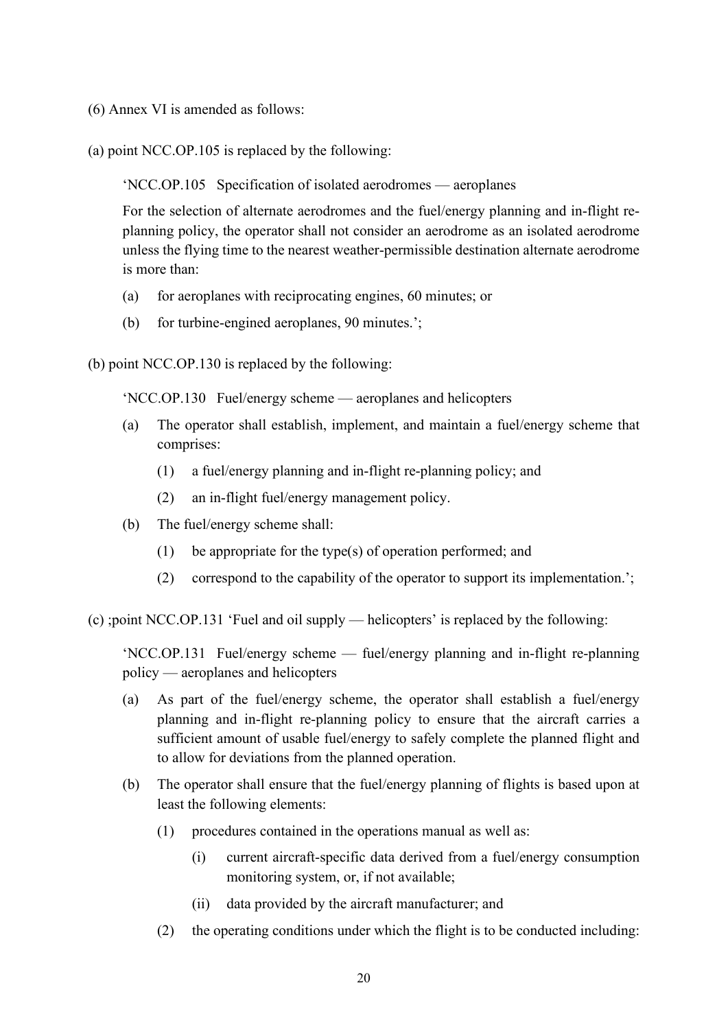(6) Annex VI is amended as follows:

(a) point NCC.OP.105 is replaced by the following:

> ‘NCC.OP.105 Specification of isolated aerodromes — aeroplanes
>
> For the selection of alternate aerodromes and the fuel/energy planning and in-flight re-planning policy, the operator shall not consider an aerodrome as an isolated aerodrome unless the flying time to the nearest weather-permissible destination alternate aerodrome is more than:
>
> (a) for aeroplanes with reciprocating engines, 60 minutes; or
>
> (b) for turbine-engined aeroplanes, 90 minutes.’;

(b) point NCC.OP.130 is replaced by the following:

> ‘NCC.OP.130 Fuel/energy scheme — aeroplanes and helicopters
>
> (a) The operator shall establish, implement, and maintain a fuel/energy scheme that comprises:
>
> (1) a fuel/energy planning and in-flight re-planning policy; and
>
> (2) an in-flight fuel/energy management policy.
>
> (b) The fuel/energy scheme shall:
>
> (1) be appropriate for the type(s) of operation performed; and
>
> (2) correspond to the capability of the operator to support its implementation.’;

(c) ;point NCC.OP.131 ‘Fuel and oil supply — helicopters’ is replaced by the following:

> ‘NCC.OP.131 Fuel/energy scheme — fuel/energy planning and in-flight re-planning policy — aeroplanes and helicopters
>
> (a) As part of the fuel/energy scheme, the operator shall establish a fuel/energy planning and in-flight re-planning policy to ensure that the aircraft carries a sufficient amount of usable fuel/energy to safely complete the planned flight and to allow for deviations from the planned operation.
>
> (b) The operator shall ensure that the fuel/energy planning of flights is based upon at least the following elements:
>
> (1) procedures contained in the operations manual as well as:
>
> (i) current aircraft-specific data derived from a fuel/energy consumption monitoring system, or, if not available;
>
> (ii) data provided by the aircraft manufacturer; and
>
> (2) the operating conditions under which the flight is to be conducted including: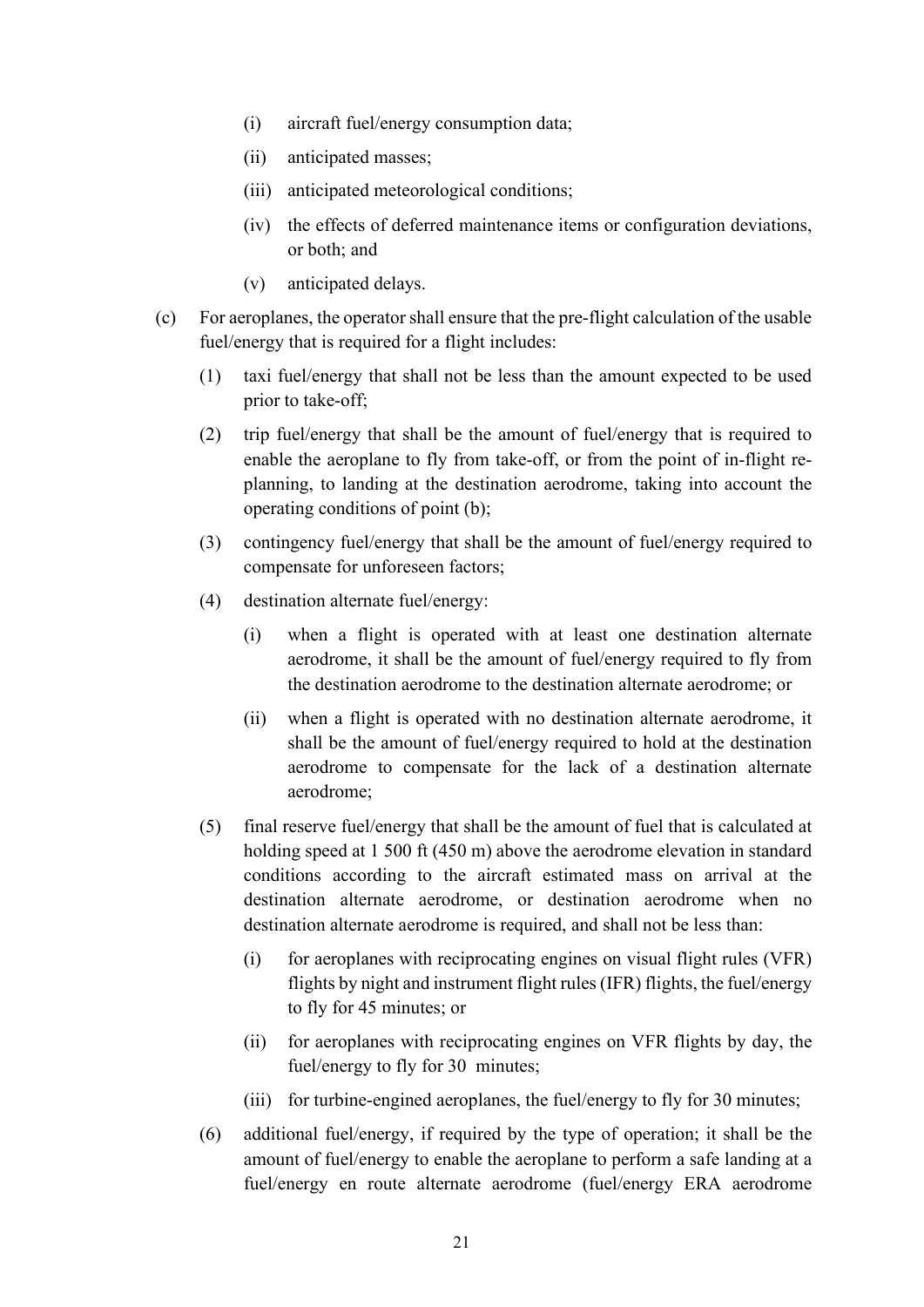(i) aircraft fuel/energy consumption data;

(ii) anticipated masses;

(iii) anticipated meteorological conditions;

(iv) the effects of deferred maintenance items or configuration deviations, or both; and

(v) anticipated delays.

(c) For aeroplanes, the operator shall ensure that the pre-flight calculation of the usable fuel/energy that is required for a flight includes:

(1) taxi fuel/energy that shall not be less than the amount expected to be used prior to take-off;

(2) trip fuel/energy that shall be the amount of fuel/energy that is required to enable the aeroplane to fly from take-off, or from the point of in-flight re-planning, to landing at the destination aerodrome, taking into account the operating conditions of point (b);

(3) contingency fuel/energy that shall be the amount of fuel/energy required to compensate for unforeseen factors;

(4) destination alternate fuel/energy:

(i) when a flight is operated with at least one destination alternate aerodrome, it shall be the amount of fuel/energy required to fly from the destination aerodrome to the destination alternate aerodrome; or

(ii) when a flight is operated with no destination alternate aerodrome, it shall be the amount of fuel/energy required to hold at the destination aerodrome to compensate for the lack of a destination alternate aerodrome;

(5) final reserve fuel/energy that shall be the amount of fuel that is calculated at holding speed at 1 500 ft (450 m) above the aerodrome elevation in standard conditions according to the aircraft estimated mass on arrival at the destination alternate aerodrome, or destination aerodrome when no destination alternate aerodrome is required, and shall not be less than:

(i) for aeroplanes with reciprocating engines on visual flight rules (VFR) flights by night and instrument flight rules (IFR) flights, the fuel/energy to fly for 45 minutes; or

(ii) for aeroplanes with reciprocating engines on VFR flights by day, the fuel/energy to fly for 30 minutes;

(iii) for turbine-engined aeroplanes, the fuel/energy to fly for 30 minutes;

(6) additional fuel/energy, if required by the type of operation; it shall be the amount of fuel/energy to enable the aeroplane to perform a safe landing at a fuel/energy en route alternate aerodrome (fuel/energy ERA aerodrome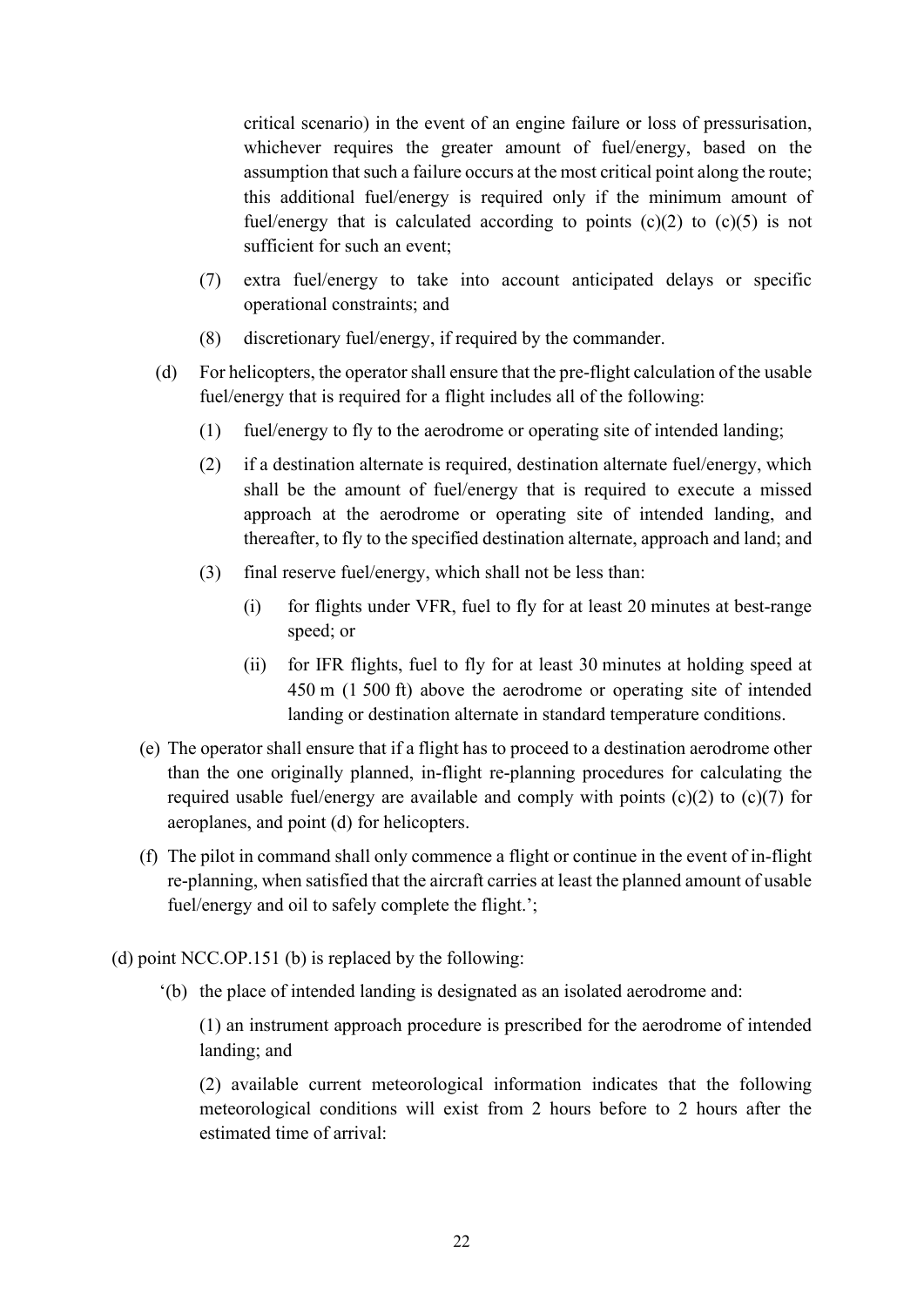critical scenario) in the event of an engine failure or loss of pressurisation, whichever requires the greater amount of fuel/energy, based on the assumption that such a failure occurs at the most critical point along the route; this additional fuel/energy is required only if the minimum amount of fuel/energy that is calculated according to points (c)(2) to (c)(5) is not sufficient for such an event;

(7) extra fuel/energy to take into account anticipated delays or specific operational constraints; and

(8) discretionary fuel/energy, if required by the commander.

(d) For helicopters, the operator shall ensure that the pre-flight calculation of the usable fuel/energy that is required for a flight includes all of the following:

(1) fuel/energy to fly to the aerodrome or operating site of intended landing;

(2) if a destination alternate is required, destination alternate fuel/energy, which shall be the amount of fuel/energy that is required to execute a missed approach at the aerodrome or operating site of intended landing, and thereafter, to fly to the specified destination alternate, approach and land; and

(3) final reserve fuel/energy, which shall not be less than:

(i) for flights under VFR, fuel to fly for at least 20 minutes at best-range speed; or

(ii) for IFR flights, fuel to fly for at least 30 minutes at holding speed at 450 m (1 500 ft) above the aerodrome or operating site of intended landing or destination alternate in standard temperature conditions.

(e) The operator shall ensure that if a flight has to proceed to a destination aerodrome other than the one originally planned, in-flight re-planning procedures for calculating the required usable fuel/energy are available and comply with points (c)(2) to (c)(7) for aeroplanes, and point (d) for helicopters.

(f) The pilot in command shall only commence a flight or continue in the event of in-flight re-planning, when satisfied that the aircraft carries at least the planned amount of usable fuel/energy and oil to safely complete the flight.';

(d) point NCC.OP.151 (b) is replaced by the following:

'(b) the place of intended landing is designated as an isolated aerodrome and:

(1) an instrument approach procedure is prescribed for the aerodrome of intended landing; and

(2) available current meteorological information indicates that the following meteorological conditions will exist from 2 hours before to 2 hours after the estimated time of arrival: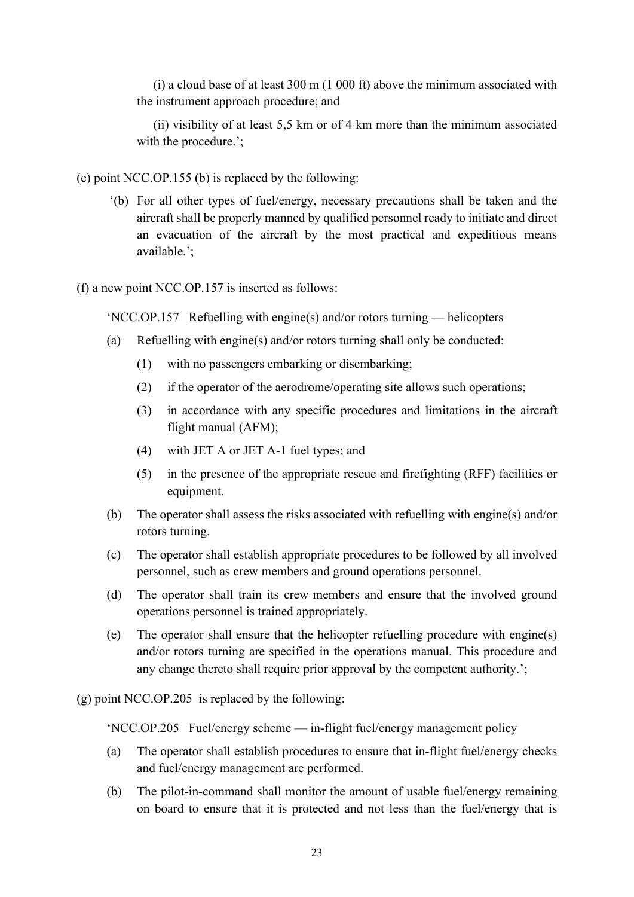(i) a cloud base of at least 300 m (1 000 ft) above the minimum associated with the instrument approach procedure; and

(ii) visibility of at least 5,5 km or of 4 km more than the minimum associated with the procedure.';

(e) point NCC.OP.155 (b) is replaced by the following:

'(b) For all other types of fuel/energy, necessary precautions shall be taken and the aircraft shall be properly manned by qualified personnel ready to initiate and direct an evacuation of the aircraft by the most practical and expeditious means available.';

(f) a new point NCC.OP.157 is inserted as follows:

'NCC.OP.157 Refuelling with engine(s) and/or rotors turning — helicopters

(a) Refuelling with engine(s) and/or rotors turning shall only be conducted:

  (1) with no passengers embarking or disembarking;

  (2) if the operator of the aerodrome/operating site allows such operations;

  (3) in accordance with any specific procedures and limitations in the aircraft flight manual (AFM);

  (4) with JET A or JET A-1 fuel types; and

  (5) in the presence of the appropriate rescue and firefighting (RFF) facilities or equipment.

(b) The operator shall assess the risks associated with refuelling with engine(s) and/or rotors turning.

(c) The operator shall establish appropriate procedures to be followed by all involved personnel, such as crew members and ground operations personnel.

(d) The operator shall train its crew members and ensure that the involved ground operations personnel is trained appropriately.

(e) The operator shall ensure that the helicopter refuelling procedure with engine(s) and/or rotors turning are specified in the operations manual. This procedure and any change thereto shall require prior approval by the competent authority.';

(g) point NCC.OP.205 is replaced by the following:

'NCC.OP.205 Fuel/energy scheme — in-flight fuel/energy management policy

(a) The operator shall establish procedures to ensure that in-flight fuel/energy checks and fuel/energy management are performed.

(b) The pilot-in-command shall monitor the amount of usable fuel/energy remaining on board to ensure that it is protected and not less than the fuel/energy that is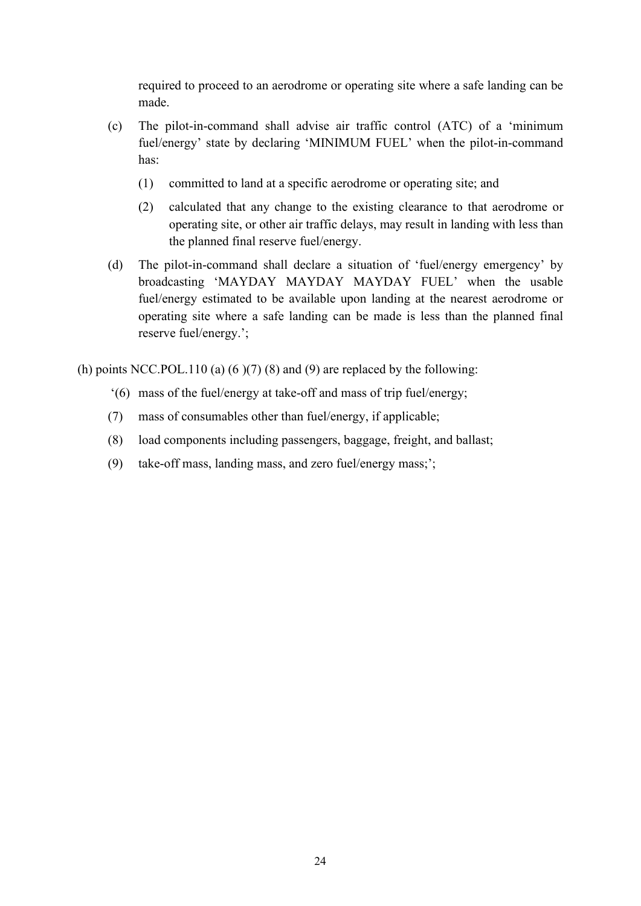required to proceed to an aerodrome or operating site where a safe landing can be made.

(c) The pilot-in-command shall advise air traffic control (ATC) of a 'minimum fuel/energy' state by declaring 'MINIMUM FUEL' when the pilot-in-command has:

(1) committed to land at a specific aerodrome or operating site; and

(2) calculated that any change to the existing clearance to that aerodrome or operating site, or other air traffic delays, may result in landing with less than the planned final reserve fuel/energy.

(d) The pilot-in-command shall declare a situation of 'fuel/energy emergency' by broadcasting 'MAYDAY MAYDAY MAYDAY FUEL' when the usable fuel/energy estimated to be available upon landing at the nearest aerodrome or operating site where a safe landing can be made is less than the planned final reserve fuel/energy.';

(h) points NCC.POL.110 (a) (6 )(7) (8) and (9) are replaced by the following:

'(6) mass of the fuel/energy at take-off and mass of trip fuel/energy;

(7) mass of consumables other than fuel/energy, if applicable;

(8) load components including passengers, baggage, freight, and ballast;

(9) take-off mass, landing mass, and zero fuel/energy mass;';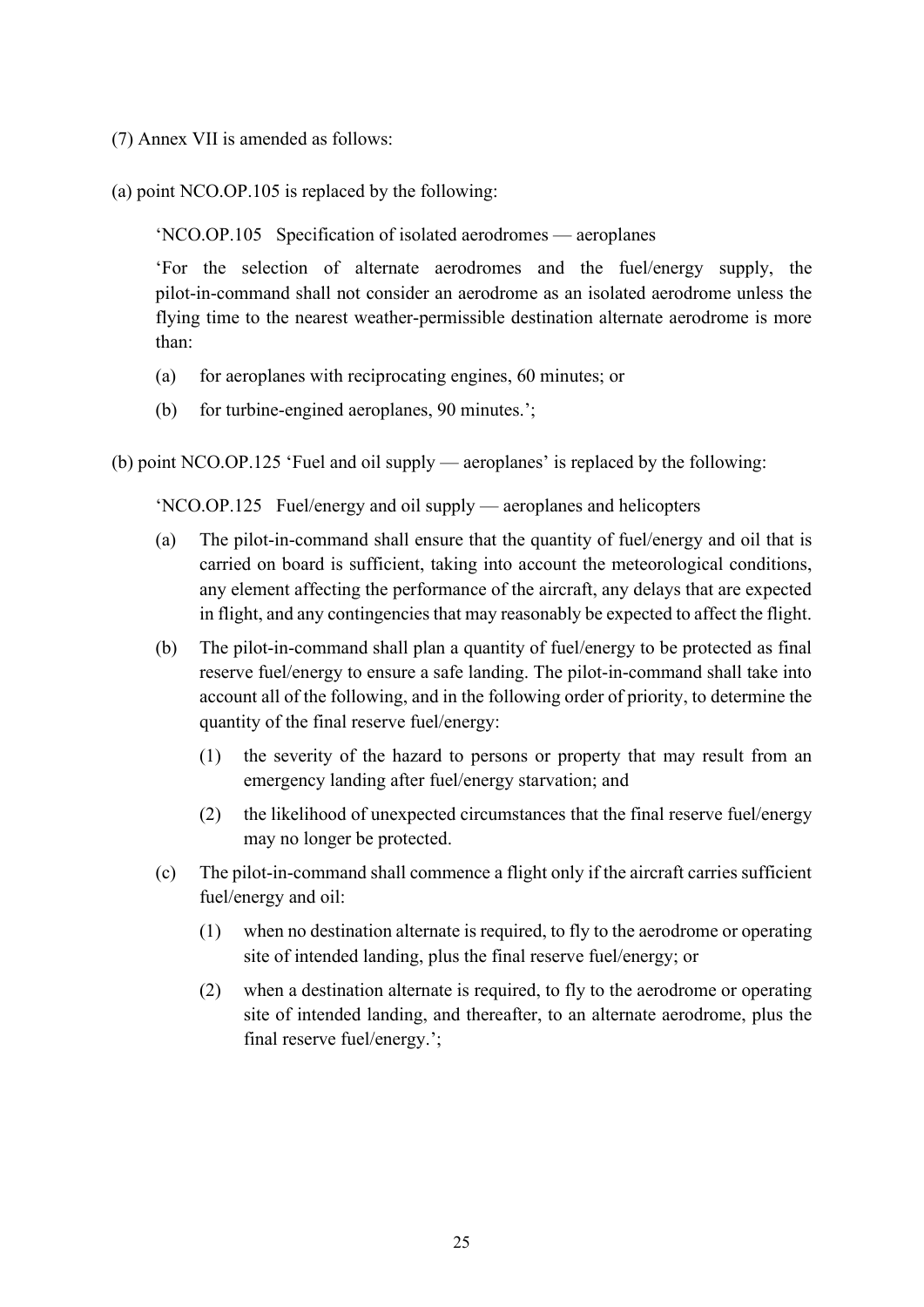(7) Annex VII is amended as follows:

(a) point NCO.OP.105 is replaced by the following:

'NCO.OP.105 Specification of isolated aerodromes — aeroplanes

'For the selection of alternate aerodromes and the fuel/energy supply, the pilot-in-command shall not consider an aerodrome as an isolated aerodrome unless the flying time to the nearest weather-permissible destination alternate aerodrome is more than:

(a) for aeroplanes with reciprocating engines, 60 minutes; or

(b) for turbine-engined aeroplanes, 90 minutes.';

(b) point NCO.OP.125 'Fuel and oil supply — aeroplanes' is replaced by the following:

'NCO.OP.125 Fuel/energy and oil supply — aeroplanes and helicopters

(a) The pilot-in-command shall ensure that the quantity of fuel/energy and oil that is carried on board is sufficient, taking into account the meteorological conditions, any element affecting the performance of the aircraft, any delays that are expected in flight, and any contingencies that may reasonably be expected to affect the flight.

(b) The pilot-in-command shall plan a quantity of fuel/energy to be protected as final reserve fuel/energy to ensure a safe landing. The pilot-in-command shall take into account all of the following, and in the following order of priority, to determine the quantity of the final reserve fuel/energy:

  (1) the severity of the hazard to persons or property that may result from an emergency landing after fuel/energy starvation; and

  (2) the likelihood of unexpected circumstances that the final reserve fuel/energy may no longer be protected.

(c) The pilot-in-command shall commence a flight only if the aircraft carries sufficient fuel/energy and oil:

  (1) when no destination alternate is required, to fly to the aerodrome or operating site of intended landing, plus the final reserve fuel/energy; or

  (2) when a destination alternate is required, to fly to the aerodrome or operating site of intended landing, and thereafter, to an alternate aerodrome, plus the final reserve fuel/energy.';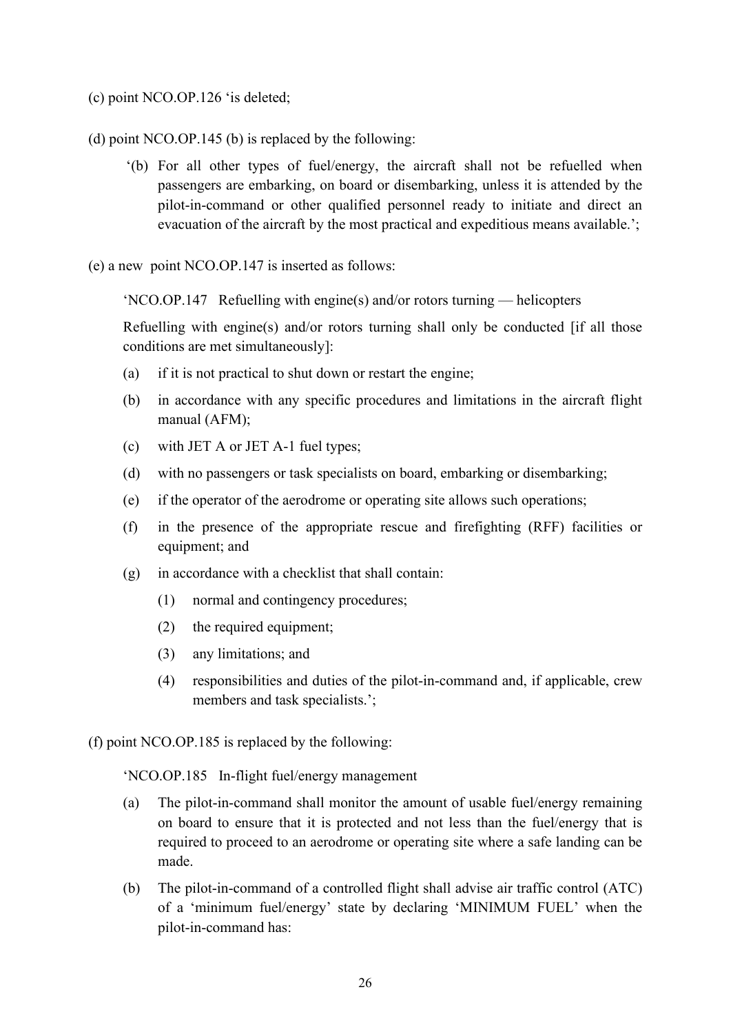(c) point NCO.OP.126 'is deleted;

(d) point NCO.OP.145 (b) is replaced by the following:

> '(b) For all other types of fuel/energy, the aircraft shall not be refuelled when passengers are embarking, on board or disembarking, unless it is attended by the pilot-in-command or other qualified personnel ready to initiate and direct an evacuation of the aircraft by the most practical and expeditious means available.';

(e) a new point NCO.OP.147 is inserted as follows:

'NCO.OP.147 Refuelling with engine(s) and/or rotors turning — helicopters

Refuelling with engine(s) and/or rotors turning shall only be conducted [if all those conditions are met simultaneously]:

(a) if it is not practical to shut down or restart the engine;

(b) in accordance with any specific procedures and limitations in the aircraft flight manual (AFM);

(c) with JET A or JET A-1 fuel types;

(d) with no passengers or task specialists on board, embarking or disembarking;

(e) if the operator of the aerodrome or operating site allows such operations;

(f) in the presence of the appropriate rescue and firefighting (RFF) facilities or equipment; and

(g) in accordance with a checklist that shall contain:

  (1) normal and contingency procedures;

  (2) the required equipment;

  (3) any limitations; and

  (4) responsibilities and duties of the pilot-in-command and, if applicable, crew members and task specialists.';

(f) point NCO.OP.185 is replaced by the following:

'NCO.OP.185 In-flight fuel/energy management

(a) The pilot-in-command shall monitor the amount of usable fuel/energy remaining on board to ensure that it is protected and not less than the fuel/energy that is required to proceed to an aerodrome or operating site where a safe landing can be made.

(b) The pilot-in-command of a controlled flight shall advise air traffic control (ATC) of a 'minimum fuel/energy' state by declaring 'MINIMUM FUEL' when the pilot-in-command has: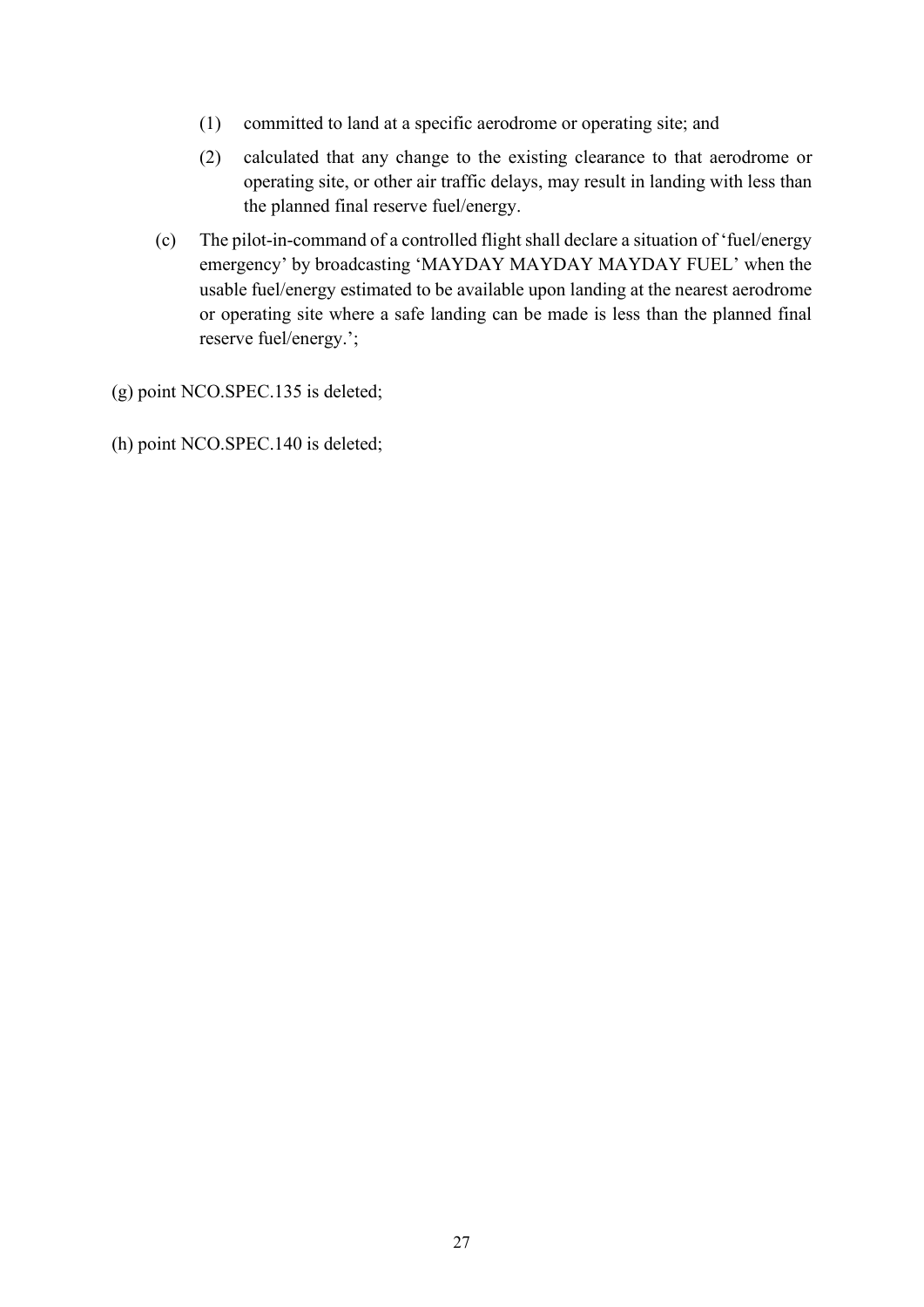(1) committed to land at a specific aerodrome or operating site; and

(2) calculated that any change to the existing clearance to that aerodrome or operating site, or other air traffic delays, may result in landing with less than the planned final reserve fuel/energy.

(c) The pilot-in-command of a controlled flight shall declare a situation of 'fuel/energy emergency' by broadcasting 'MAYDAY MAYDAY MAYDAY FUEL' when the usable fuel/energy estimated to be available upon landing at the nearest aerodrome or operating site where a safe landing can be made is less than the planned final reserve fuel/energy.';

(g) point NCO.SPEC.135 is deleted;

(h) point NCO.SPEC.140 is deleted;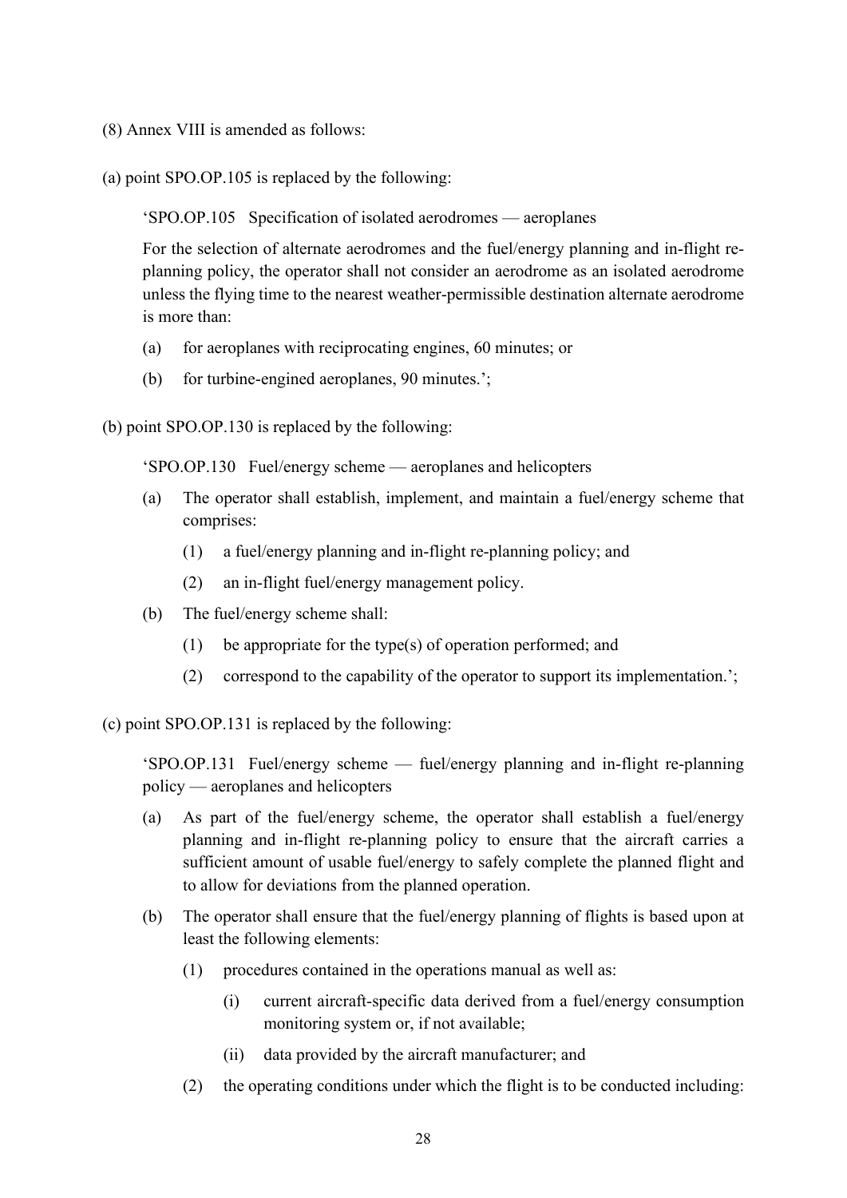(8) Annex VIII is amended as follows:

(a) point SPO.OP.105 is replaced by the following:

> 'SPO.OP.105 Specification of isolated aerodromes — aeroplanes
>
> For the selection of alternate aerodromes and the fuel/energy planning and in-flight re-planning policy, the operator shall not consider an aerodrome as an isolated aerodrome unless the flying time to the nearest weather-permissible destination alternate aerodrome is more than:
>
> (a) for aeroplanes with reciprocating engines, 60 minutes; or
>
> (b) for turbine-engined aeroplanes, 90 minutes.';

(b) point SPO.OP.130 is replaced by the following:

> 'SPO.OP.130 Fuel/energy scheme — aeroplanes and helicopters
>
> (a) The operator shall establish, implement, and maintain a fuel/energy scheme that comprises:
>
>     (1) a fuel/energy planning and in-flight re-planning policy; and
>
>     (2) an in-flight fuel/energy management policy.
>
> (b) The fuel/energy scheme shall:
>
>     (1) be appropriate for the type(s) of operation performed; and
>
>     (2) correspond to the capability of the operator to support its implementation.';

(c) point SPO.OP.131 is replaced by the following:

> 'SPO.OP.131 Fuel/energy scheme — fuel/energy planning and in-flight re-planning policy — aeroplanes and helicopters
>
> (a) As part of the fuel/energy scheme, the operator shall establish a fuel/energy planning and in-flight re-planning policy to ensure that the aircraft carries a sufficient amount of usable fuel/energy to safely complete the planned flight and to allow for deviations from the planned operation.
>
> (b) The operator shall ensure that the fuel/energy planning of flights is based upon at least the following elements:
>
>     (1) procedures contained in the operations manual as well as:
>
>         (i) current aircraft-specific data derived from a fuel/energy consumption monitoring system or, if not available;
>
>         (ii) data provided by the aircraft manufacturer; and
>
>     (2) the operating conditions under which the flight is to be conducted including: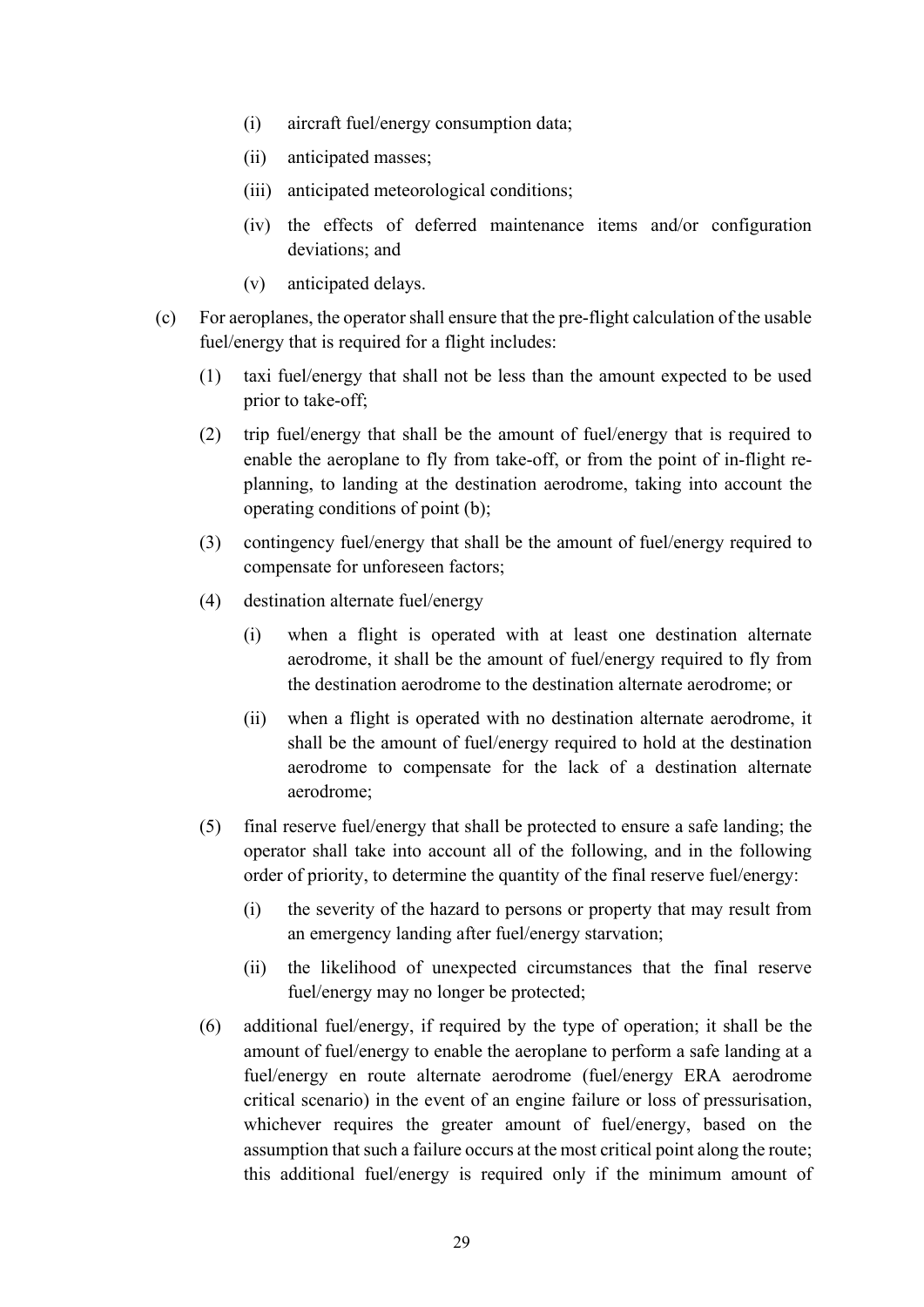(i) aircraft fuel/energy consumption data;

(ii) anticipated masses;

(iii) anticipated meteorological conditions;

(iv) the effects of deferred maintenance items and/or configuration deviations; and

(v) anticipated delays.

(c) For aeroplanes, the operator shall ensure that the pre-flight calculation of the usable fuel/energy that is required for a flight includes:

(1) taxi fuel/energy that shall not be less than the amount expected to be used prior to take-off;

(2) trip fuel/energy that shall be the amount of fuel/energy that is required to enable the aeroplane to fly from take-off, or from the point of in-flight re-planning, to landing at the destination aerodrome, taking into account the operating conditions of point (b);

(3) contingency fuel/energy that shall be the amount of fuel/energy required to compensate for unforeseen factors;

(4) destination alternate fuel/energy

(i) when a flight is operated with at least one destination alternate aerodrome, it shall be the amount of fuel/energy required to fly from the destination aerodrome to the destination alternate aerodrome; or

(ii) when a flight is operated with no destination alternate aerodrome, it shall be the amount of fuel/energy required to hold at the destination aerodrome to compensate for the lack of a destination alternate aerodrome;

(5) final reserve fuel/energy that shall be protected to ensure a safe landing; the operator shall take into account all of the following, and in the following order of priority, to determine the quantity of the final reserve fuel/energy:

(i) the severity of the hazard to persons or property that may result from an emergency landing after fuel/energy starvation;

(ii) the likelihood of unexpected circumstances that the final reserve fuel/energy may no longer be protected;

(6) additional fuel/energy, if required by the type of operation; it shall be the amount of fuel/energy to enable the aeroplane to perform a safe landing at a fuel/energy en route alternate aerodrome (fuel/energy ERA aerodrome critical scenario) in the event of an engine failure or loss of pressurisation, whichever requires the greater amount of fuel/energy, based on the assumption that such a failure occurs at the most critical point along the route; this additional fuel/energy is required only if the minimum amount of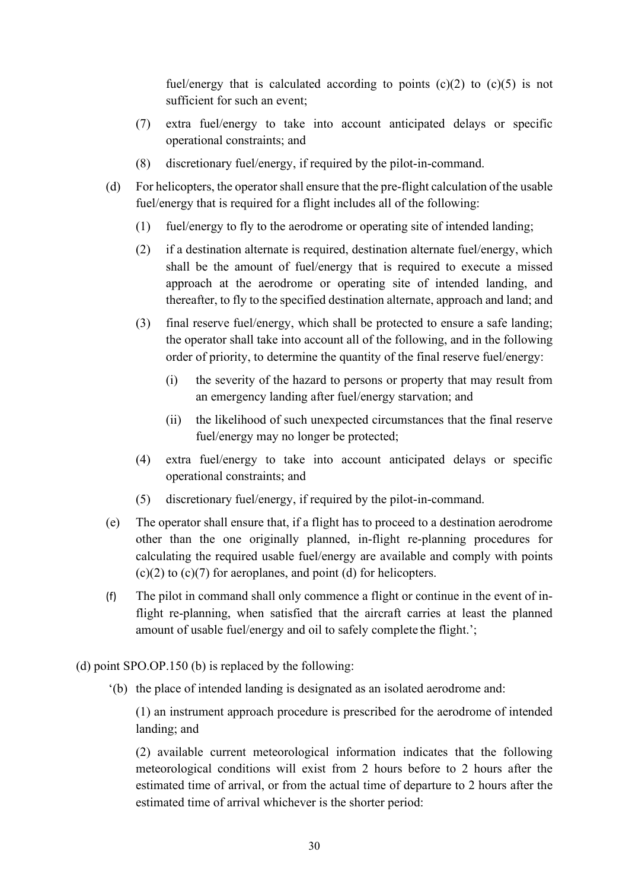fuel/energy that is calculated according to points (c)(2) to (c)(5) is not sufficient for such an event;

(7) extra fuel/energy to take into account anticipated delays or specific operational constraints; and

(8) discretionary fuel/energy, if required by the pilot-in-command.

(d) For helicopters, the operator shall ensure that the pre-flight calculation of the usable fuel/energy that is required for a flight includes all of the following:

(1) fuel/energy to fly to the aerodrome or operating site of intended landing;

(2) if a destination alternate is required, destination alternate fuel/energy, which shall be the amount of fuel/energy that is required to execute a missed approach at the aerodrome or operating site of intended landing, and thereafter, to fly to the specified destination alternate, approach and land; and

(3) final reserve fuel/energy, which shall be protected to ensure a safe landing; the operator shall take into account all of the following, and in the following order of priority, to determine the quantity of the final reserve fuel/energy:

(i) the severity of the hazard to persons or property that may result from an emergency landing after fuel/energy starvation; and

(ii) the likelihood of such unexpected circumstances that the final reserve fuel/energy may no longer be protected;

(4) extra fuel/energy to take into account anticipated delays or specific operational constraints; and

(5) discretionary fuel/energy, if required by the pilot-in-command.

(e) The operator shall ensure that, if a flight has to proceed to a destination aerodrome other than the one originally planned, in-flight re-planning procedures for calculating the required usable fuel/energy are available and comply with points (c)(2) to (c)(7) for aeroplanes, and point (d) for helicopters.

(f) The pilot in command shall only commence a flight or continue in the event of in-flight re-planning, when satisfied that the aircraft carries at least the planned amount of usable fuel/energy and oil to safely complete the flight.';

(d) point SPO.OP.150 (b) is replaced by the following:

'(b) the place of intended landing is designated as an isolated aerodrome and:

(1) an instrument approach procedure is prescribed for the aerodrome of intended landing; and

(2) available current meteorological information indicates that the following meteorological conditions will exist from 2 hours before to 2 hours after the estimated time of arrival, or from the actual time of departure to 2 hours after the estimated time of arrival whichever is the shorter period: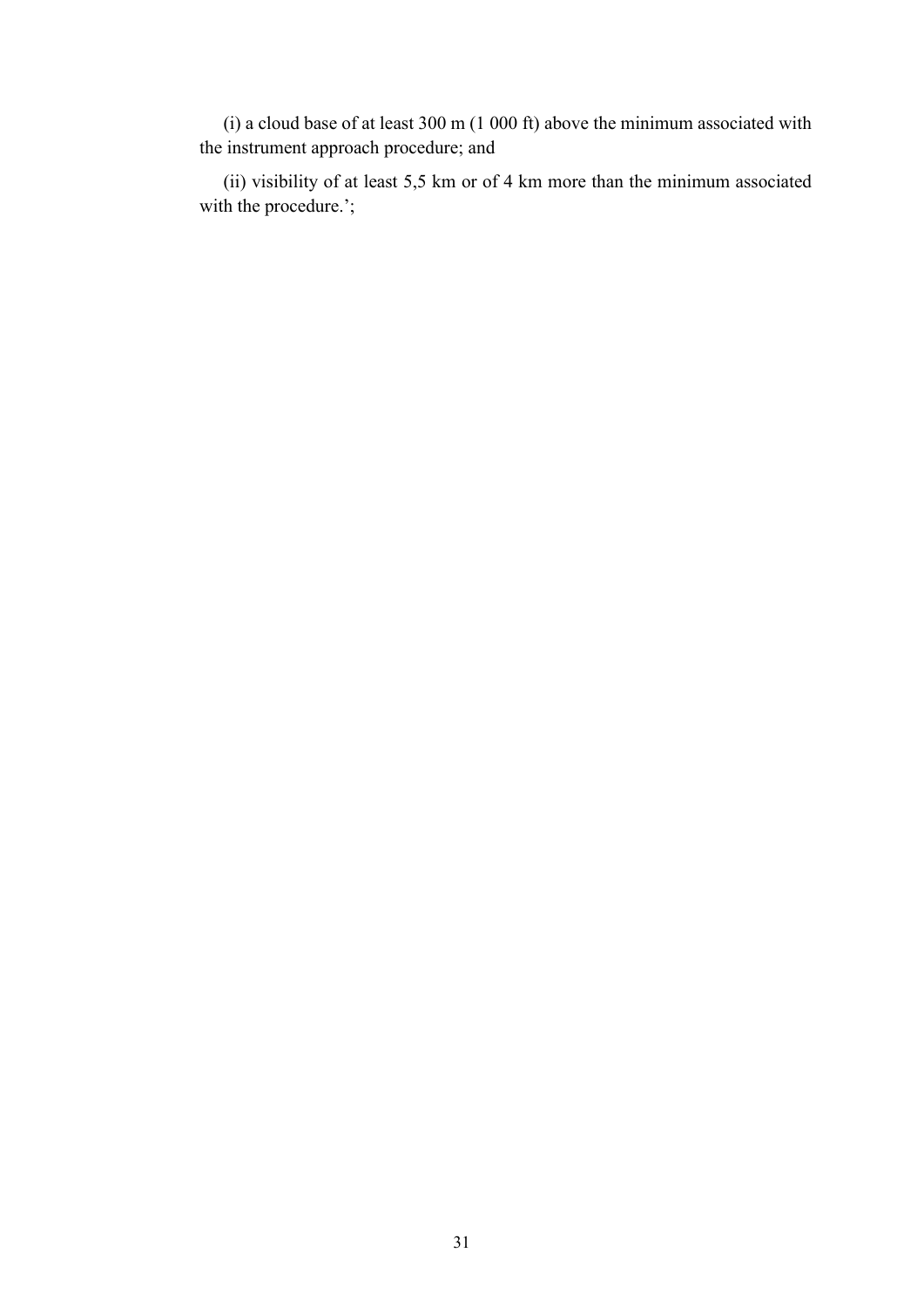(i) a cloud base of at least 300 m (1 000 ft) above the minimum associated with the instrument approach procedure; and

(ii) visibility of at least 5,5 km or of 4 km more than the minimum associated with the procedure.';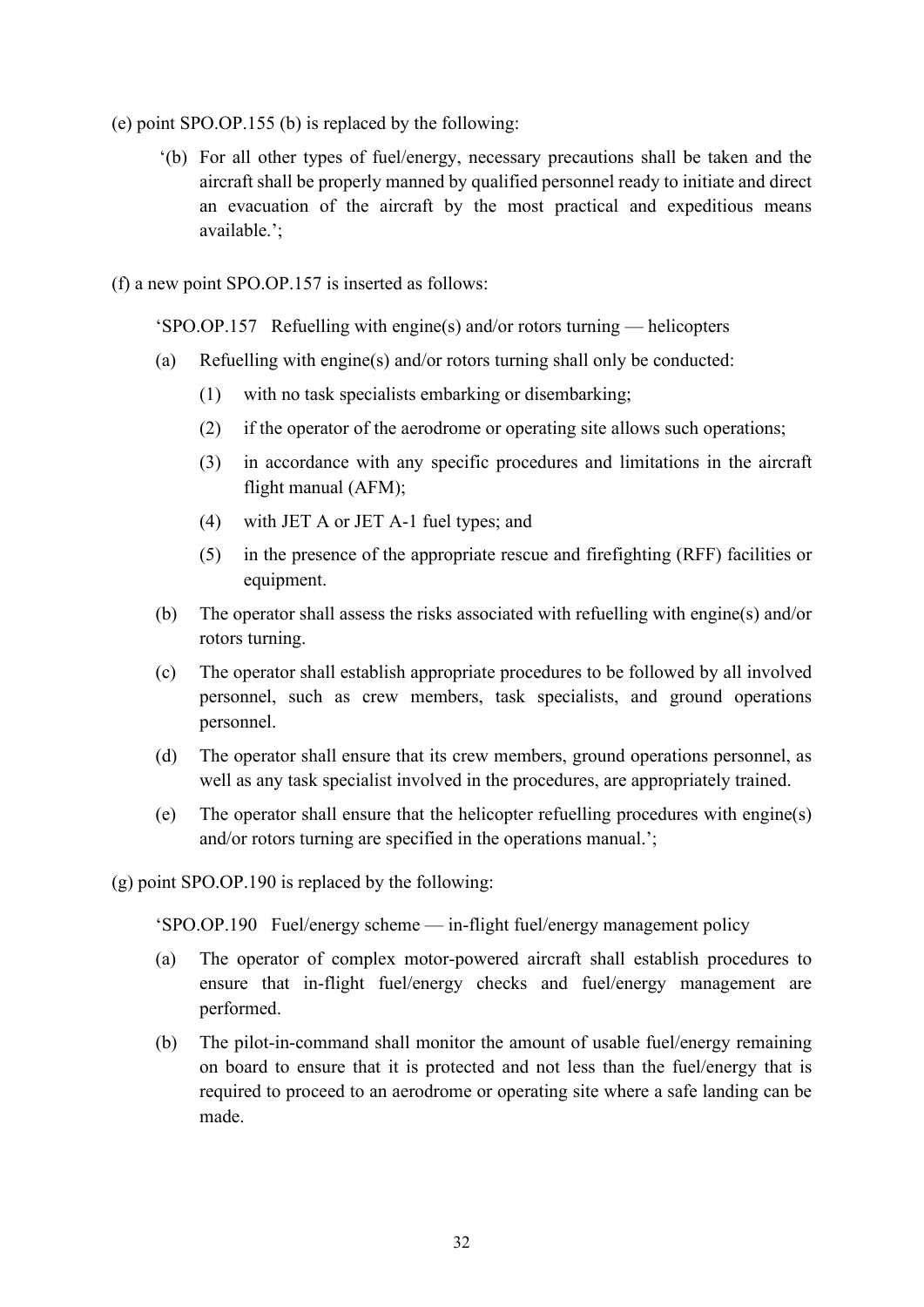(e) point SPO.OP.155 (b) is replaced by the following:

> '(b) For all other types of fuel/energy, necessary precautions shall be taken and the aircraft shall be properly manned by qualified personnel ready to initiate and direct an evacuation of the aircraft by the most practical and expeditious means available.';

(f) a new point SPO.OP.157 is inserted as follows:

'SPO.OP.157 Refuelling with engine(s) and/or rotors turning — helicopters

(a) Refuelling with engine(s) and/or rotors turning shall only be conducted:

 (1) with no task specialists embarking or disembarking;

 (2) if the operator of the aerodrome or operating site allows such operations;

 (3) in accordance with any specific procedures and limitations in the aircraft flight manual (AFM);

 (4) with JET A or JET A-1 fuel types; and

 (5) in the presence of the appropriate rescue and firefighting (RFF) facilities or equipment.

(b) The operator shall assess the risks associated with refuelling with engine(s) and/or rotors turning.

(c) The operator shall establish appropriate procedures to be followed by all involved personnel, such as crew members, task specialists, and ground operations personnel.

(d) The operator shall ensure that its crew members, ground operations personnel, as well as any task specialist involved in the procedures, are appropriately trained.

(e) The operator shall ensure that the helicopter refuelling procedures with engine(s) and/or rotors turning are specified in the operations manual.';

(g) point SPO.OP.190 is replaced by the following:

'SPO.OP.190 Fuel/energy scheme — in-flight fuel/energy management policy

(a) The operator of complex motor-powered aircraft shall establish procedures to ensure that in-flight fuel/energy checks and fuel/energy management are performed.

(b) The pilot-in-command shall monitor the amount of usable fuel/energy remaining on board to ensure that it is protected and not less than the fuel/energy that is required to proceed to an aerodrome or operating site where a safe landing can be made.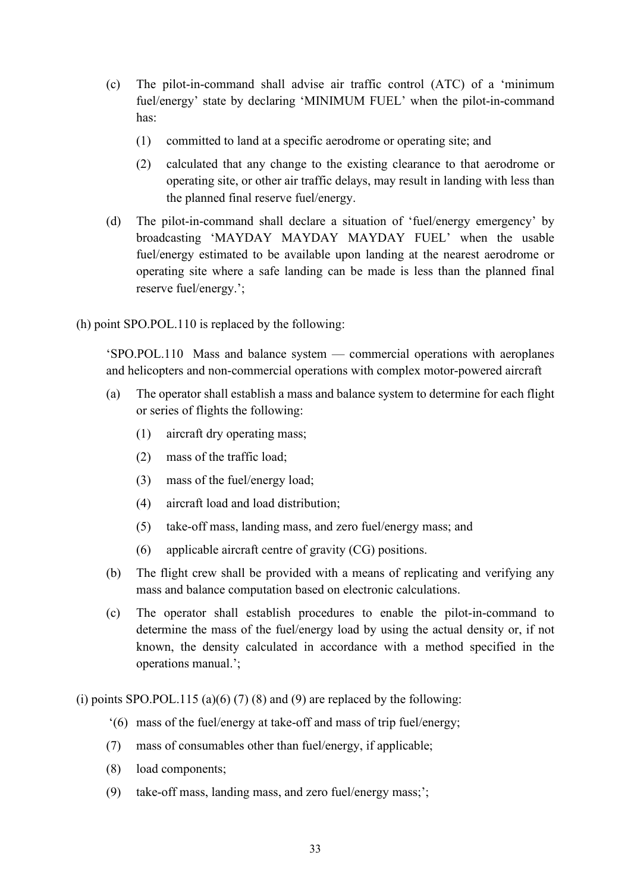(c) The pilot-in-command shall advise air traffic control (ATC) of a 'minimum fuel/energy' state by declaring 'MINIMUM FUEL' when the pilot-in-command has:

(1) committed to land at a specific aerodrome or operating site; and

(2) calculated that any change to the existing clearance to that aerodrome or operating site, or other air traffic delays, may result in landing with less than the planned final reserve fuel/energy.

(d) The pilot-in-command shall declare a situation of 'fuel/energy emergency' by broadcasting 'MAYDAY MAYDAY MAYDAY FUEL' when the usable fuel/energy estimated to be available upon landing at the nearest aerodrome or operating site where a safe landing can be made is less than the planned final reserve fuel/energy.';

(h) point SPO.POL.110 is replaced by the following:

'SPO.POL.110 Mass and balance system — commercial operations with aeroplanes and helicopters and non-commercial operations with complex motor-powered aircraft

(a) The operator shall establish a mass and balance system to determine for each flight or series of flights the following:

(1) aircraft dry operating mass;

(2) mass of the traffic load;

(3) mass of the fuel/energy load;

(4) aircraft load and load distribution;

(5) take-off mass, landing mass, and zero fuel/energy mass; and

(6) applicable aircraft centre of gravity (CG) positions.

(b) The flight crew shall be provided with a means of replicating and verifying any mass and balance computation based on electronic calculations.

(c) The operator shall establish procedures to enable the pilot-in-command to determine the mass of the fuel/energy load by using the actual density or, if not known, the density calculated in accordance with a method specified in the operations manual.';

(i) points SPO.POL.115 (a)(6) (7) (8) and (9) are replaced by the following:

'(6) mass of the fuel/energy at take-off and mass of trip fuel/energy;

(7) mass of consumables other than fuel/energy, if applicable;

(8) load components;

(9) take-off mass, landing mass, and zero fuel/energy mass;';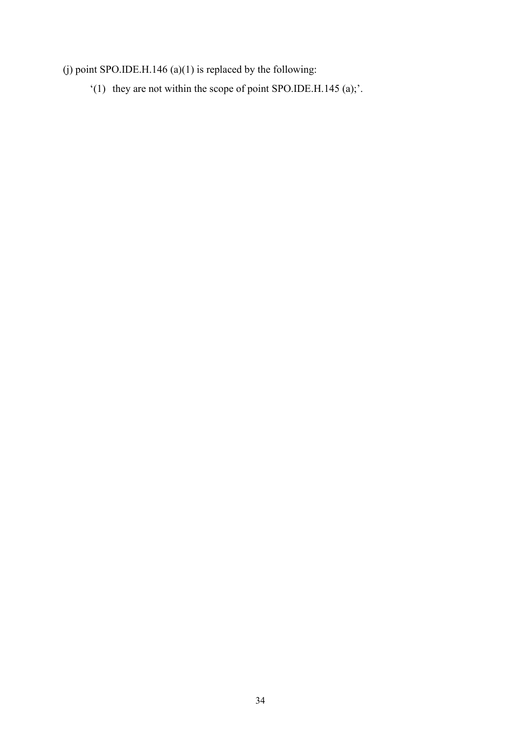(j) point SPO.IDE.H.146 (a)(1) is replaced by the following:

'(1) they are not within the scope of point SPO.IDE.H.145 (a);'.